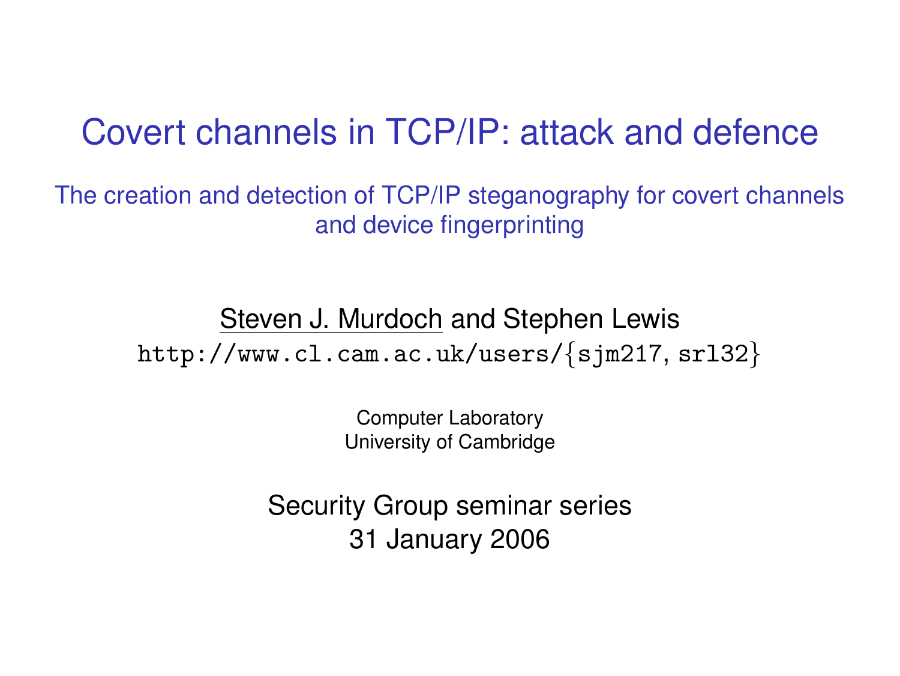# Covert channels in TCP/IP: attack and defence

The creation and detection of TCP/IP steganography for covert channels and device fingerprinting

Steven J. Murdoch and Stephen Lewis

http://www.cl.cam.ac.uk/users/{sjm217, srl32}

Computer Laboratory
University of Cambridge

Security Group seminar series
31 January 2006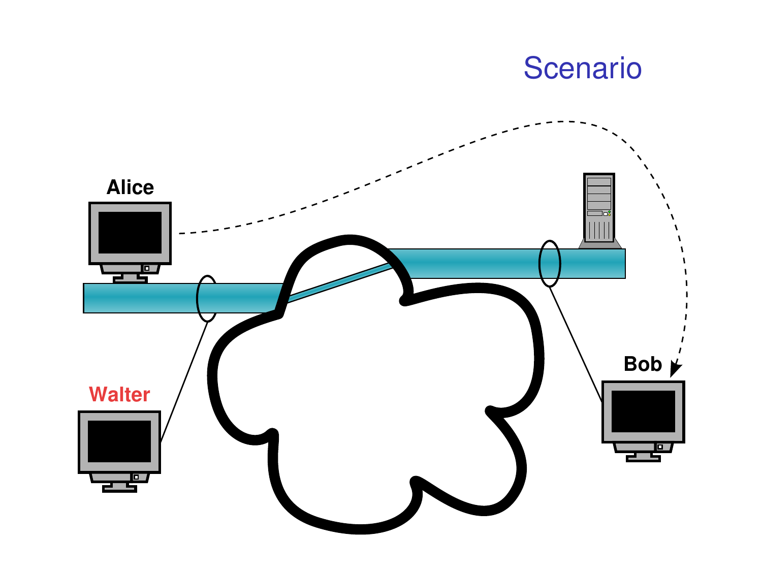# Scenario

Alice

Walter

Bob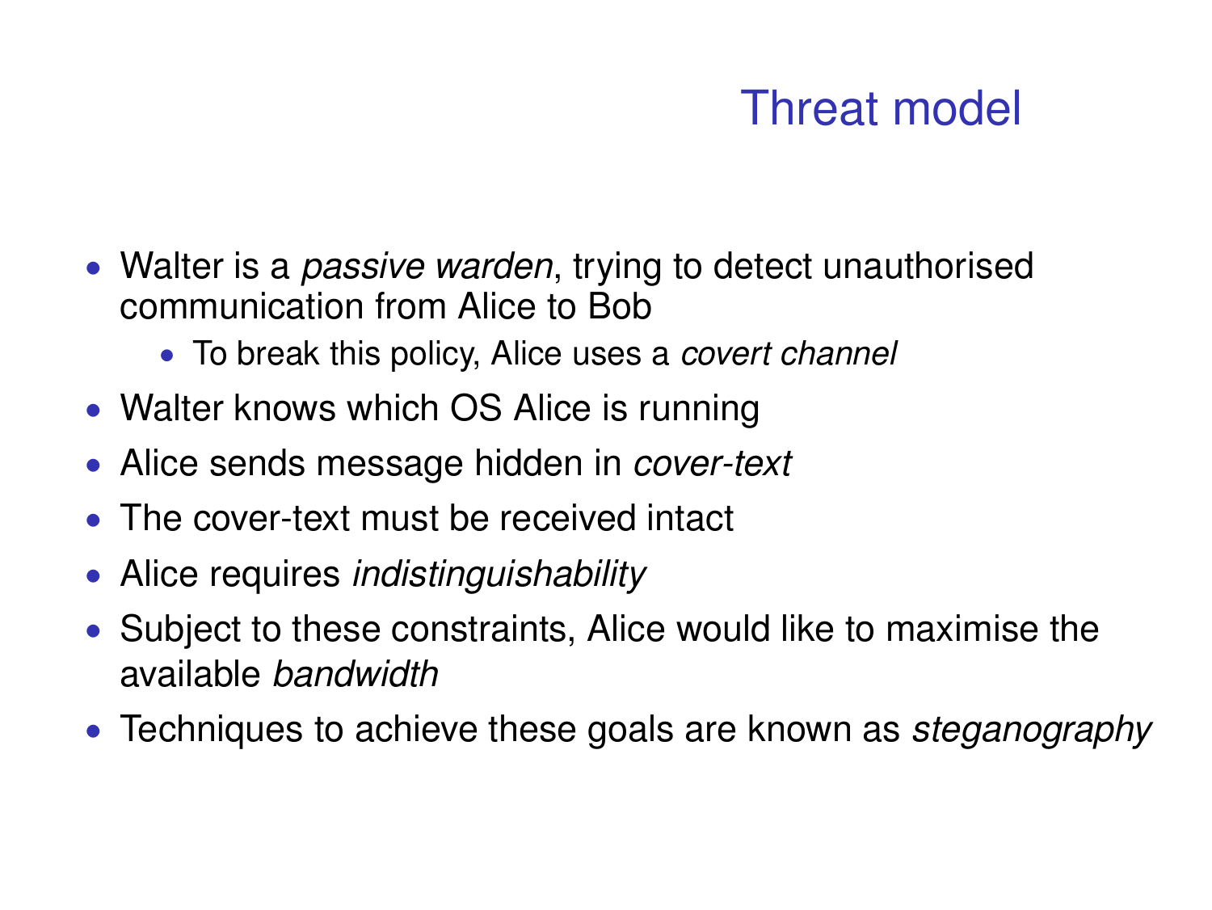# Threat model

- Walter is a *passive warden*, trying to detect unauthorised communication from Alice to Bob
  - To break this policy, Alice uses a *covert channel*
- Walter knows which OS Alice is running
- Alice sends message hidden in *cover-text*
- The cover-text must be received intact
- Alice requires *indistinguishability*
- Subject to these constraints, Alice would like to maximise the available *bandwidth*
- Techniques to achieve these goals are known as *steganography*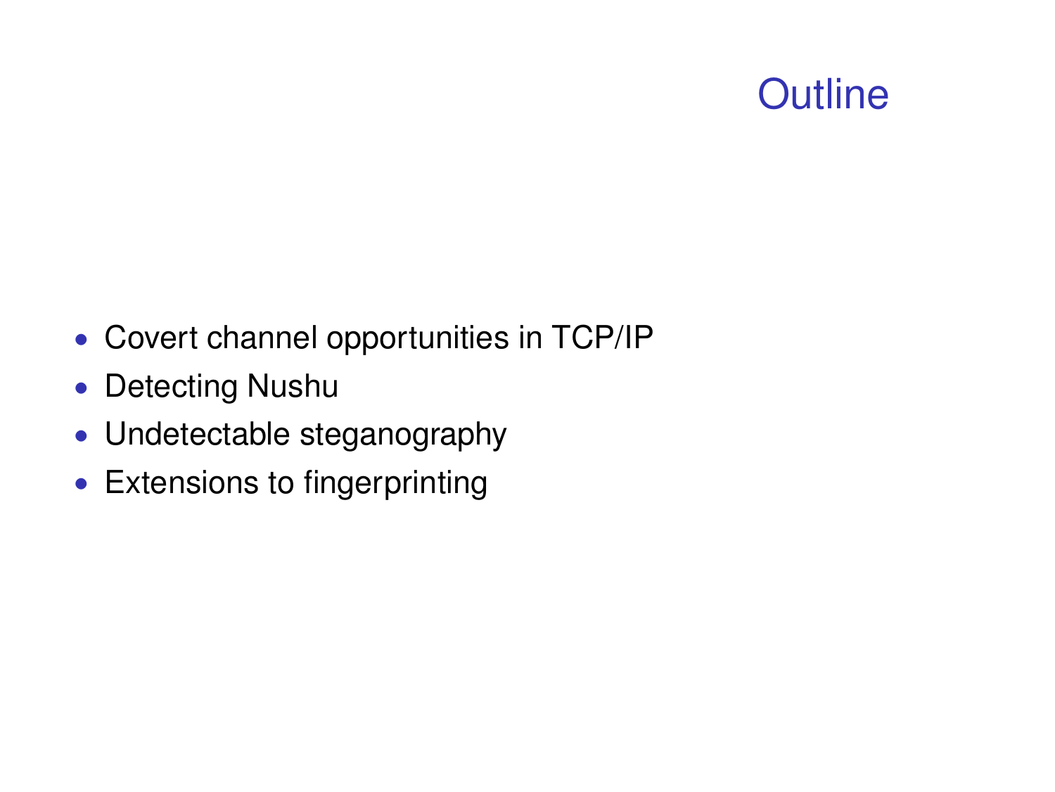# Outline

- Covert channel opportunities in TCP/IP
- Detecting Nushu
- Undetectable steganography
- Extensions to fingerprinting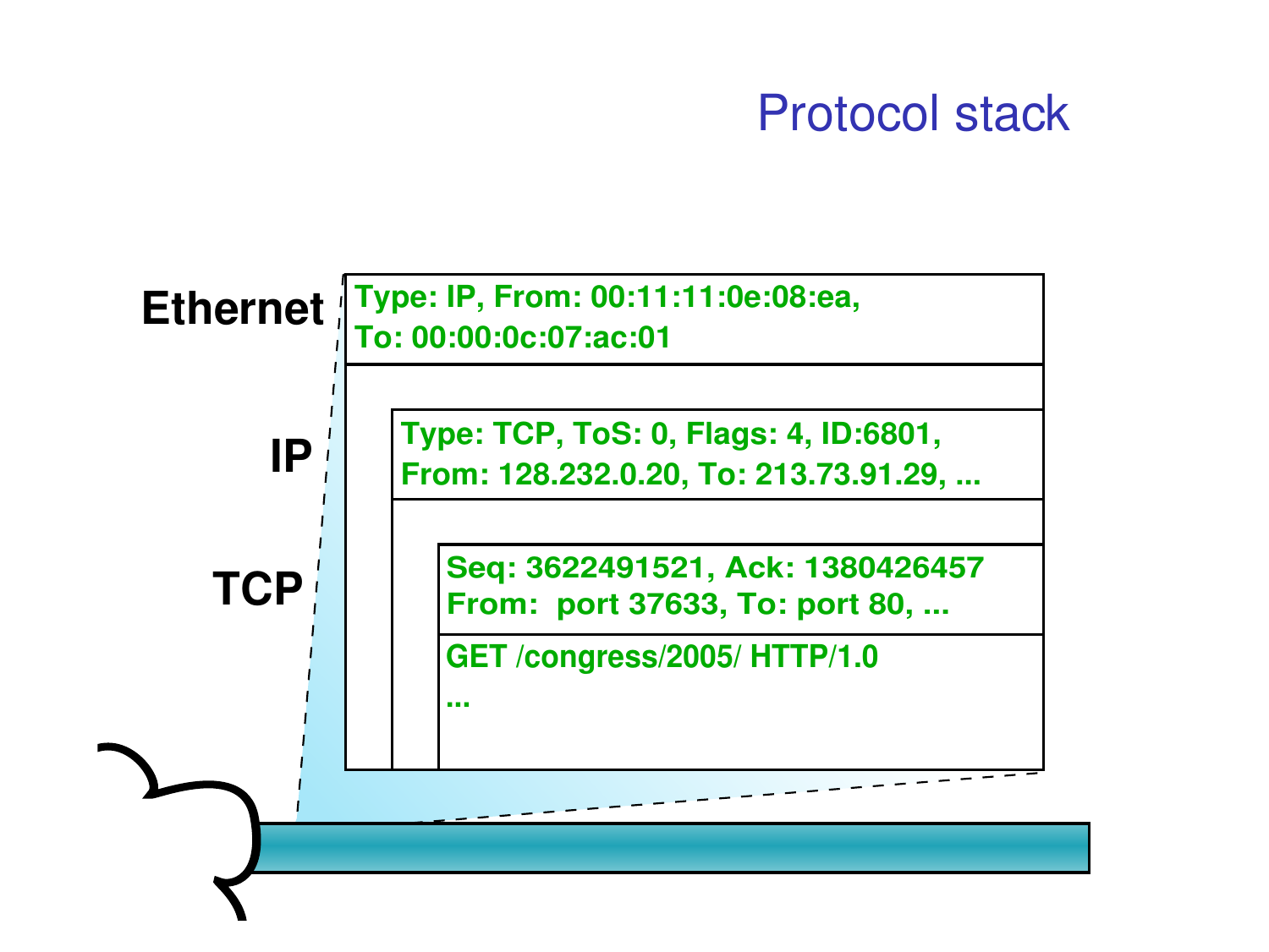# Protocol stack

**Ethernet**

Type: IP, From: 00:11:11:0e:08:ea,
To: 00:00:0c:07:ac:01

**IP**

Type: TCP, ToS: 0, Flags: 4, ID:6801,
From: 128.232.0.20, To: 213.73.91.29, ...

**TCP**

Seq: 3622491521, Ack: 1380426457
From: port 37633, To: port 80, ...

GET /congress/2005/ HTTP/1.0
...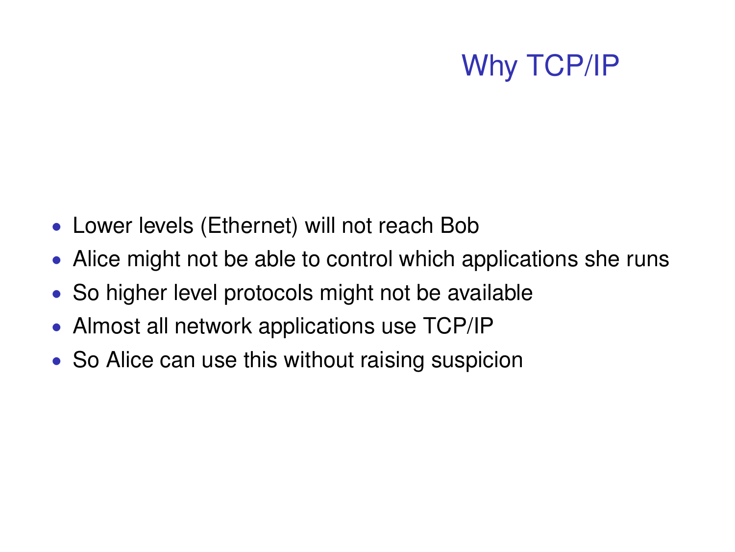# Why TCP/IP

- Lower levels (Ethernet) will not reach Bob
- Alice might not be able to control which applications she runs
- So higher level protocols might not be available
- Almost all network applications use TCP/IP
- So Alice can use this without raising suspicion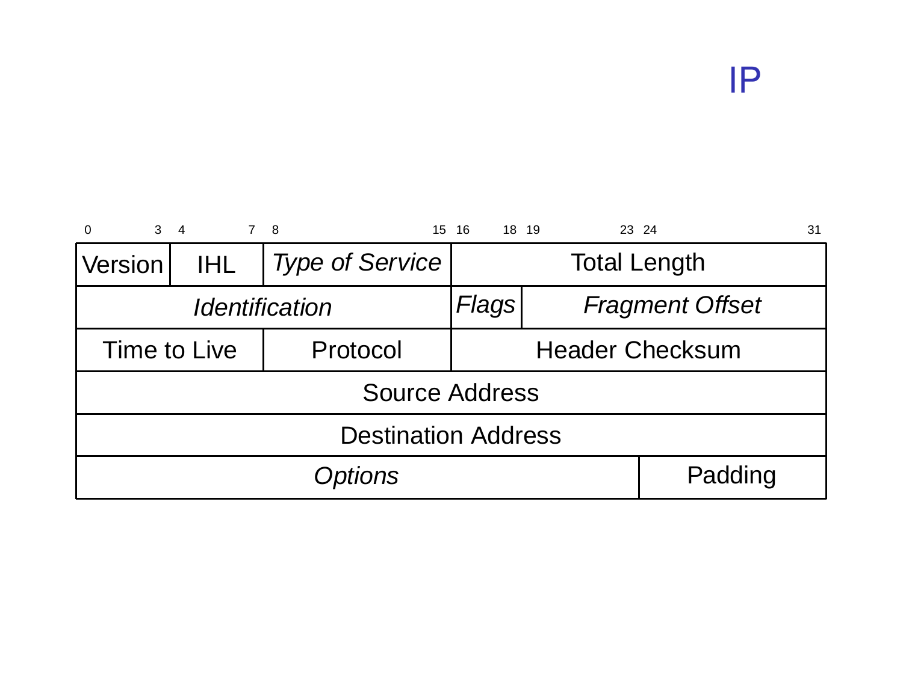# IP

| 0 3 | 4 7 | 8 15 | 16 18 | 19 23 24 31 |
|---|---|---|---|---|
| Version | IHL | *Type of Service* | Total Length | |
| *Identification* | | | *Flags* | *Fragment Offset* |
| Time to Live | | Protocol | Header Checksum | |
| Source Address | | | | |
| Destination Address | | | | |
| *Options* | | | | Padding |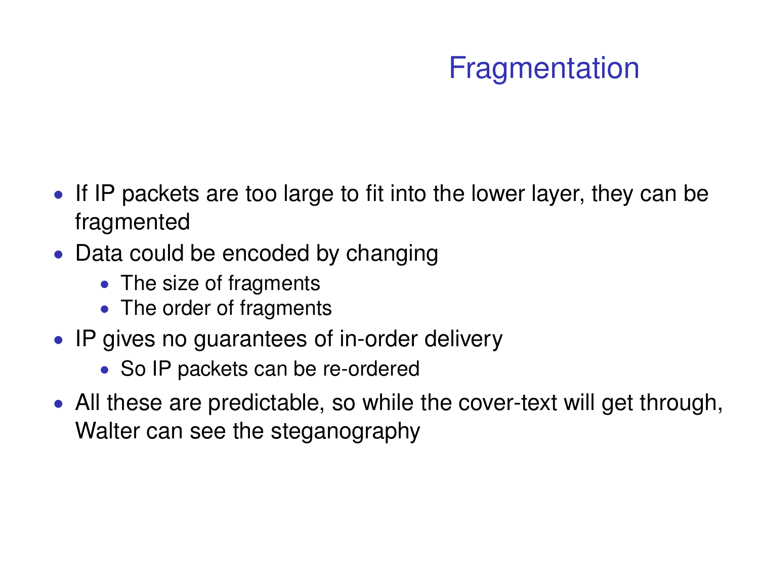# Fragmentation

- If IP packets are too large to fit into the lower layer, they can be fragmented
- Data could be encoded by changing
  - The size of fragments
  - The order of fragments
- IP gives no guarantees of in-order delivery
  - So IP packets can be re-ordered
- All these are predictable, so while the cover-text will get through, Walter can see the steganography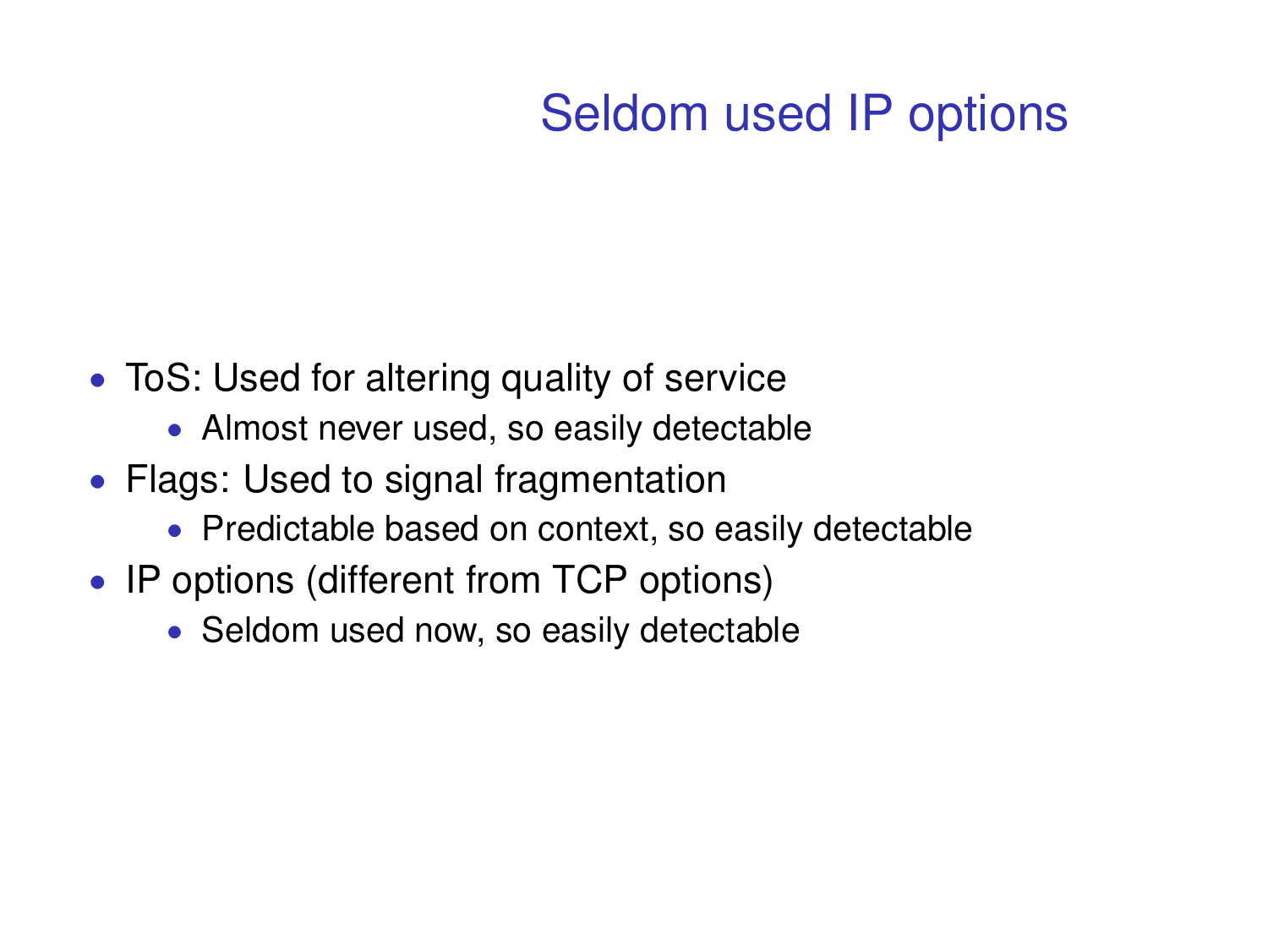# Seldom used IP options

- ToS: Used for altering quality of service
  - Almost never used, so easily detectable
- Flags: Used to signal fragmentation
  - Predictable based on context, so easily detectable
- IP options (different from TCP options)
  - Seldom used now, so easily detectable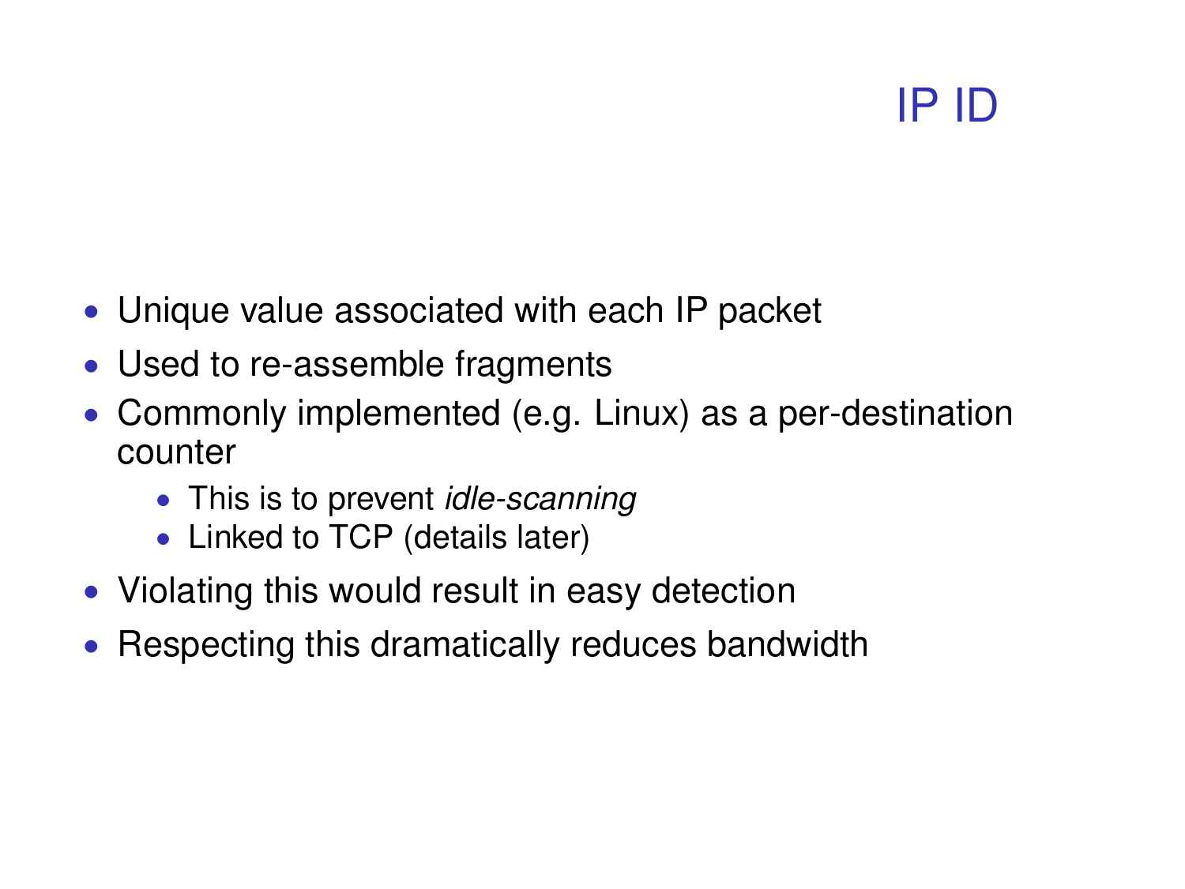# IP ID

- Unique value associated with each IP packet
- Used to re-assemble fragments
- Commonly implemented (e.g. Linux) as a per-destination counter
  - This is to prevent *idle-scanning*
  - Linked to TCP (details later)
- Violating this would result in easy detection
- Respecting this dramatically reduces bandwidth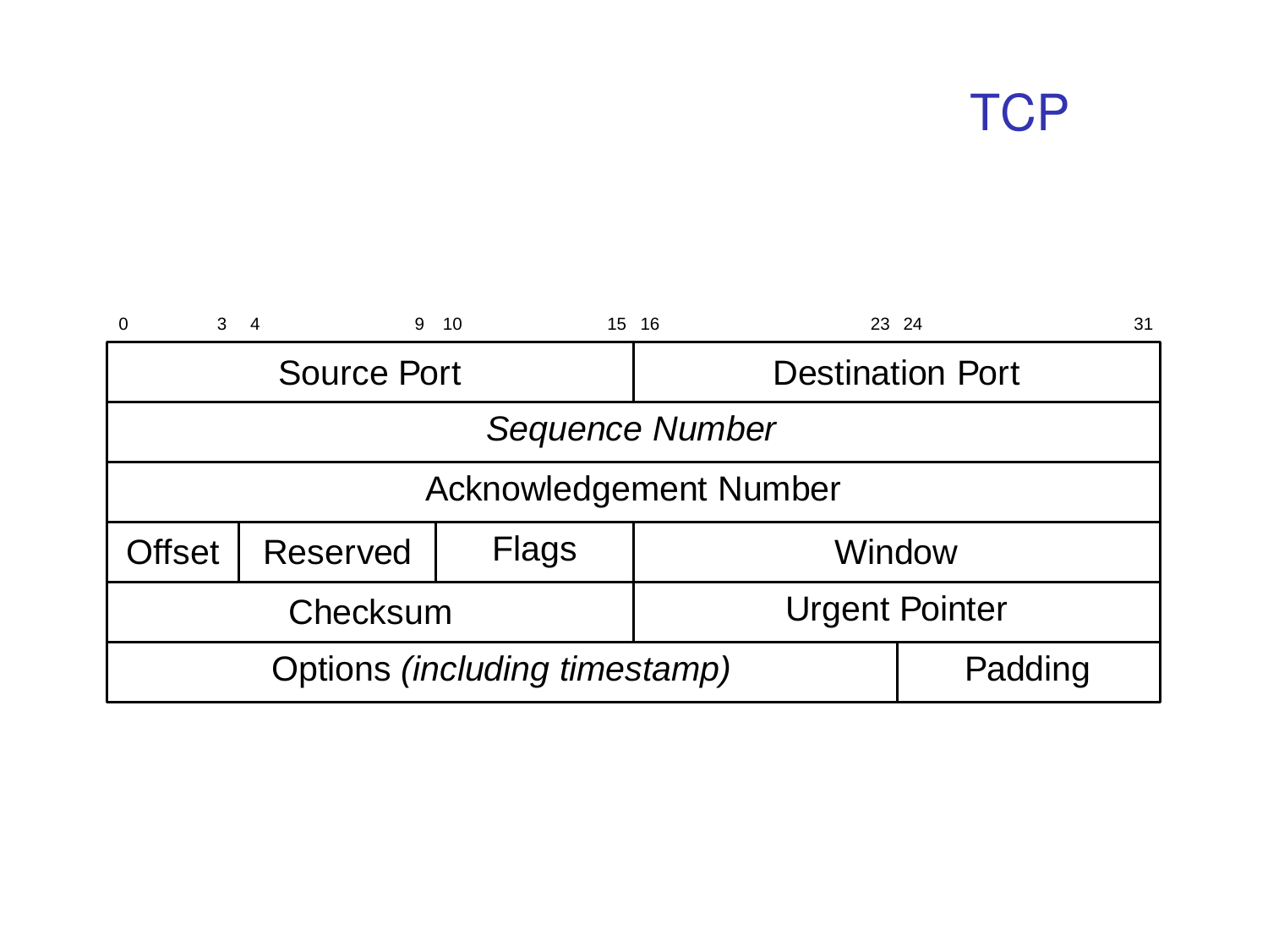# TCP

| 0 3 | 4 9 | 10 15 | 16 23 | 24 31 |
|---|---|---|---|---|
| Source Port | | | Destination Port | |
| *Sequence Number* | | | | |
| Acknowledgement Number | | | | |
| Offset | Reserved | Flags | Window | |
| Checksum | | | Urgent Pointer | |
| Options *(including timestamp)* | | | | Padding |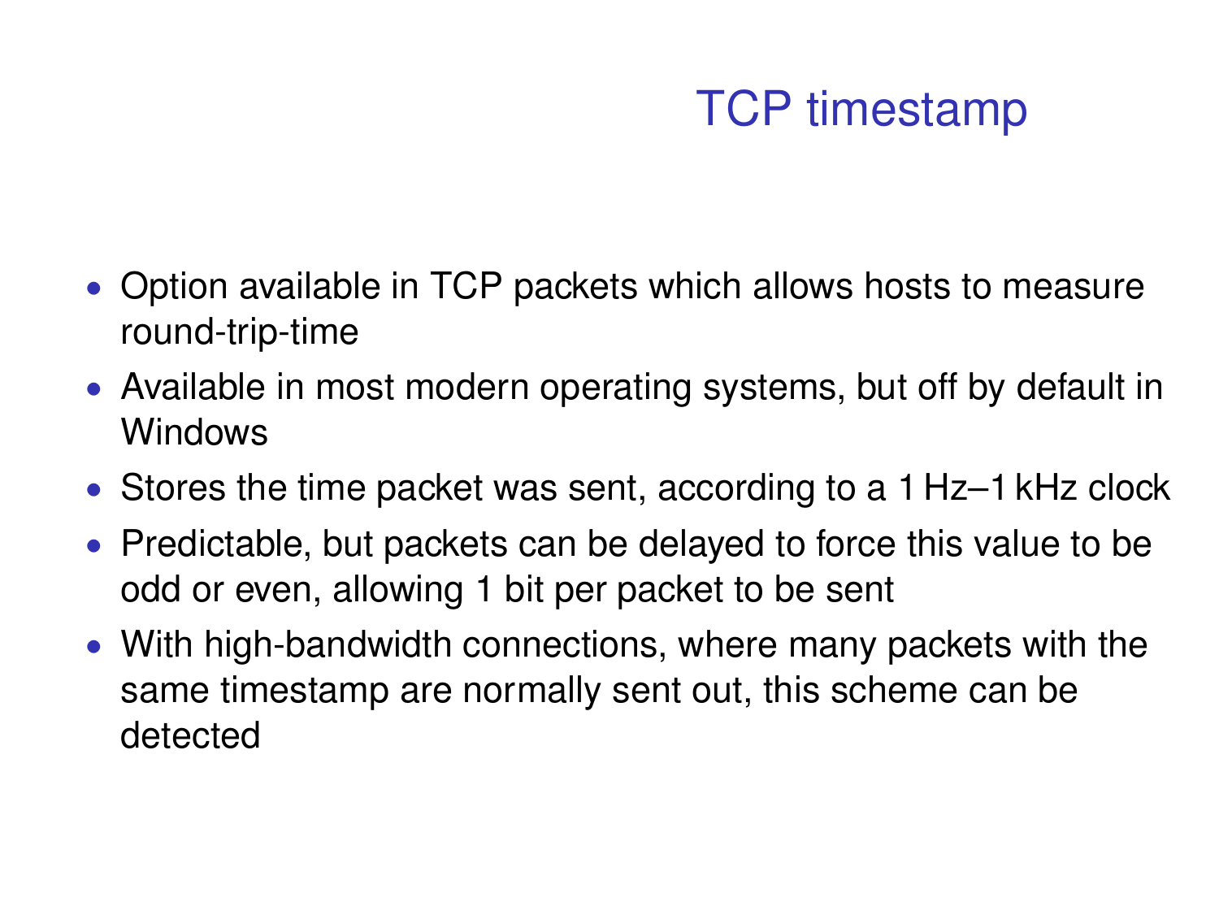# TCP timestamp

- Option available in TCP packets which allows hosts to measure round-trip-time
- Available in most modern operating systems, but off by default in Windows
- Stores the time packet was sent, according to a 1 Hz–1 kHz clock
- Predictable, but packets can be delayed to force this value to be odd or even, allowing 1 bit per packet to be sent
- With high-bandwidth connections, where many packets with the same timestamp are normally sent out, this scheme can be detected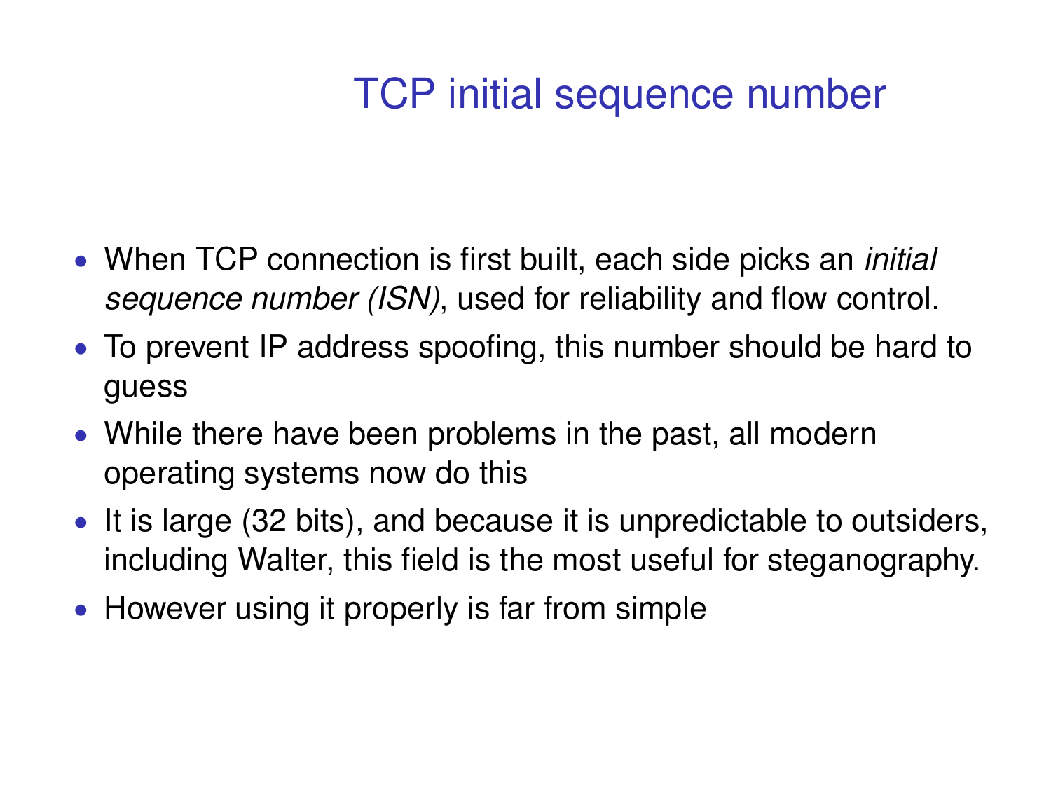# TCP initial sequence number

- When TCP connection is first built, each side picks an *initial sequence number (ISN)*, used for reliability and flow control.
- To prevent IP address spoofing, this number should be hard to guess
- While there have been problems in the past, all modern operating systems now do this
- It is large (32 bits), and because it is unpredictable to outsiders, including Walter, this field is the most useful for steganography.
- However using it properly is far from simple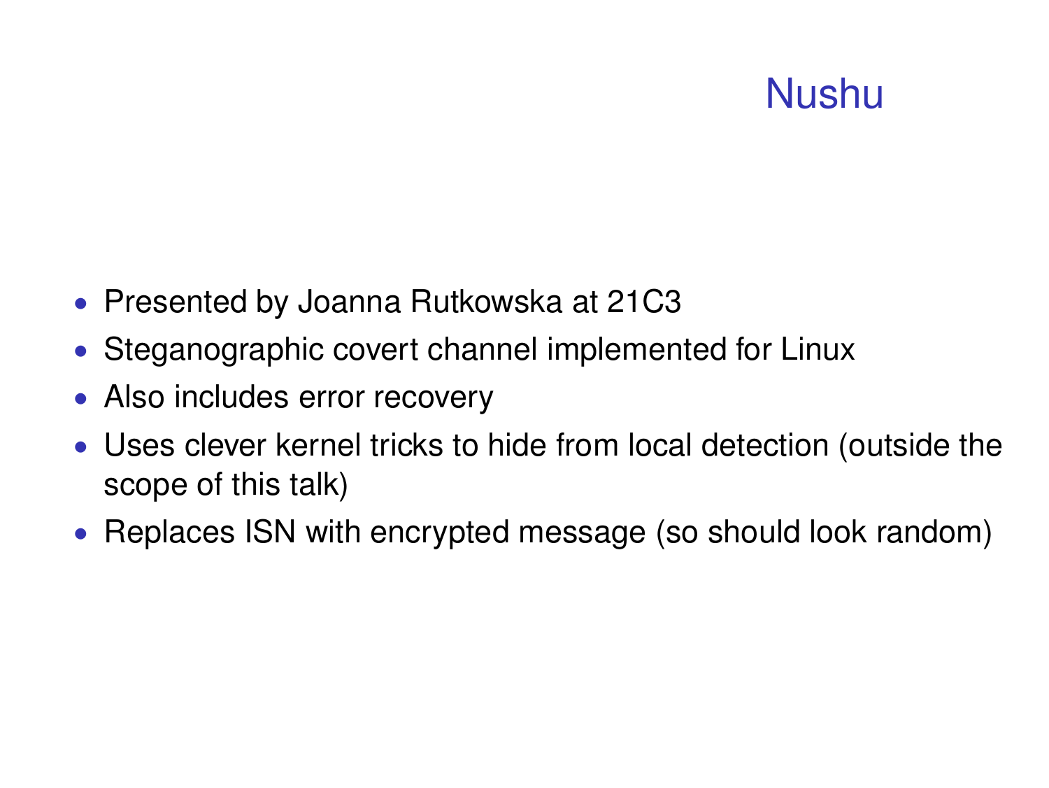# Nushu

- Presented by Joanna Rutkowska at 21C3
- Steganographic covert channel implemented for Linux
- Also includes error recovery
- Uses clever kernel tricks to hide from local detection (outside the scope of this talk)
- Replaces ISN with encrypted message (so should look random)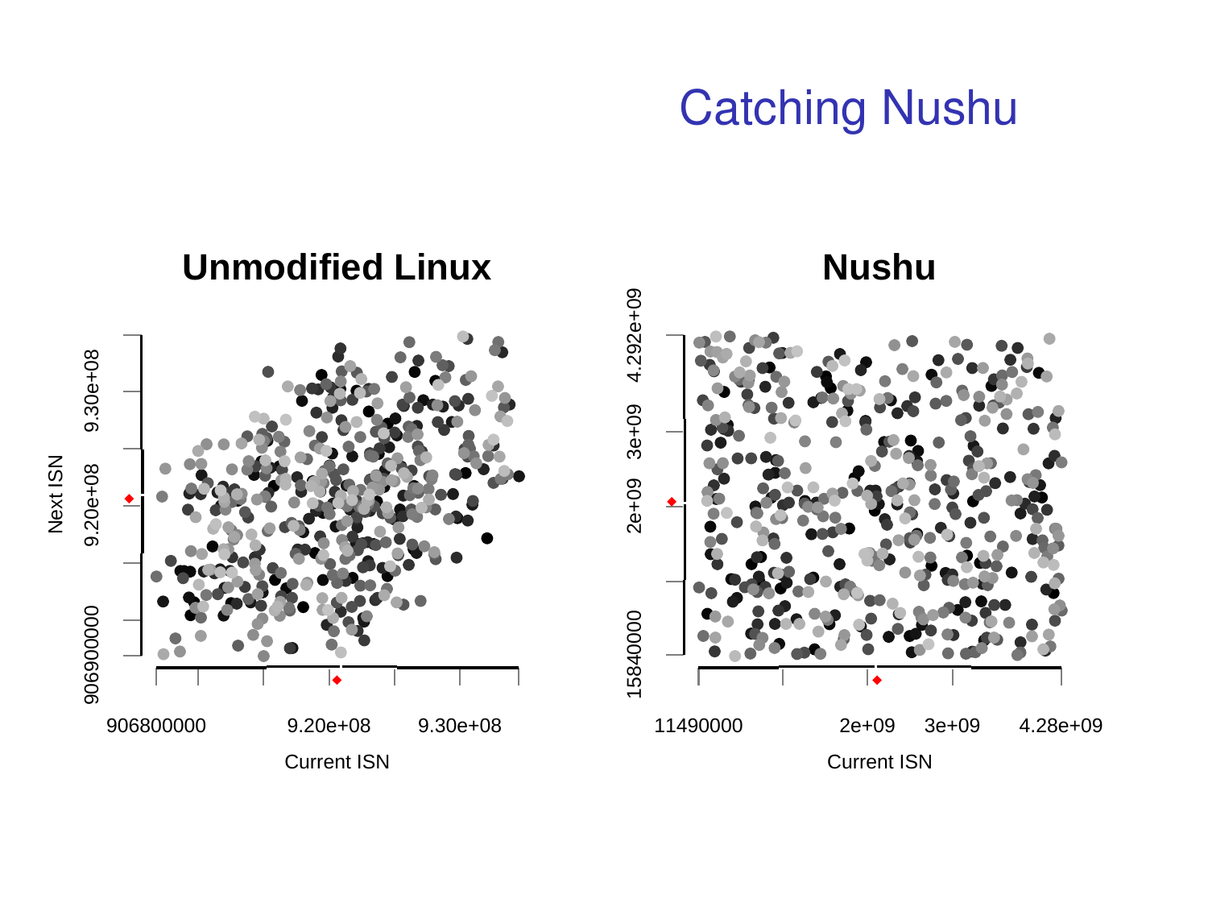# Catching Nushu

**Unmodified Linux**

Next ISN: 906900000, 9.20e+08, 9.30e+08

Current ISN: 906800000, 9.20e+08, 9.30e+08

**Nushu**

Next ISN: 15840000, 2e+09, 3e+09, 4.292e+09

Current ISN: 11490000, 2e+09, 3e+09, 4.28e+09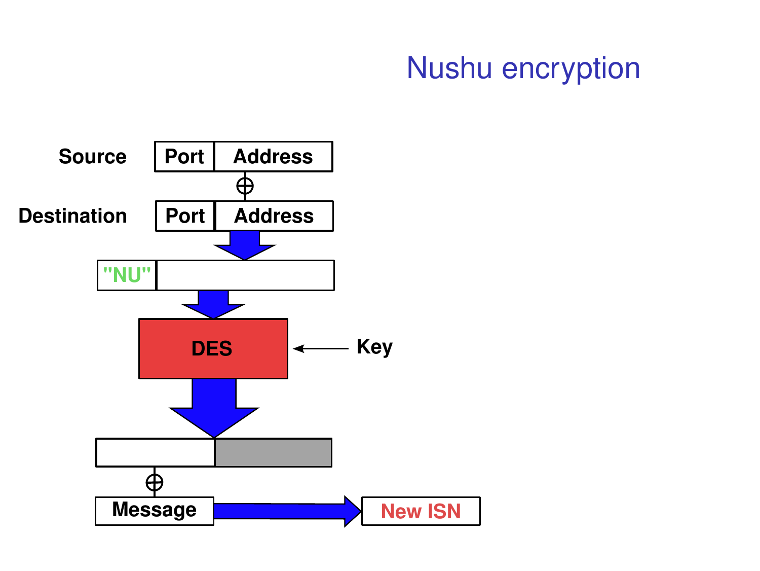# Nushu encryption

Source | Port | Address

⊕

Destination | Port | Address

"NU"

DES ← Key

⊕

Message → New ISN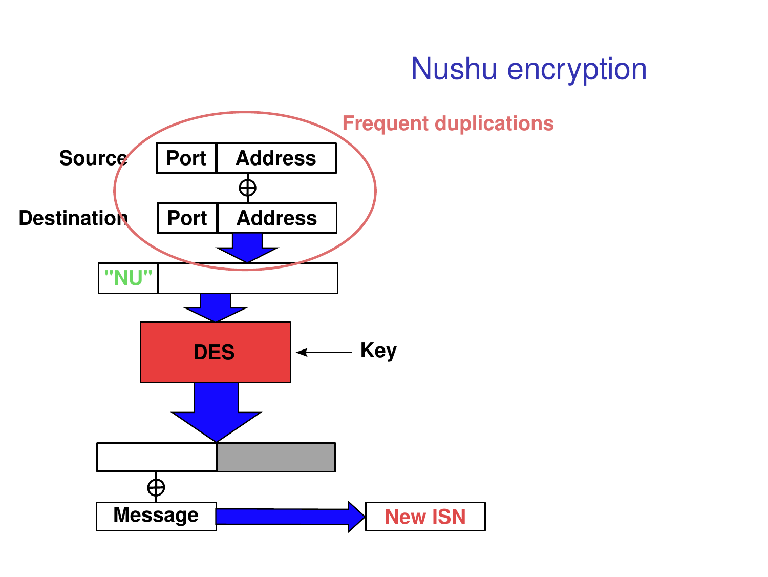# Nushu encryption

Frequent duplications

Source | Port | Address

⊕

Destination | Port | Address

"NU"

DES ← Key

⊕

Message → New ISN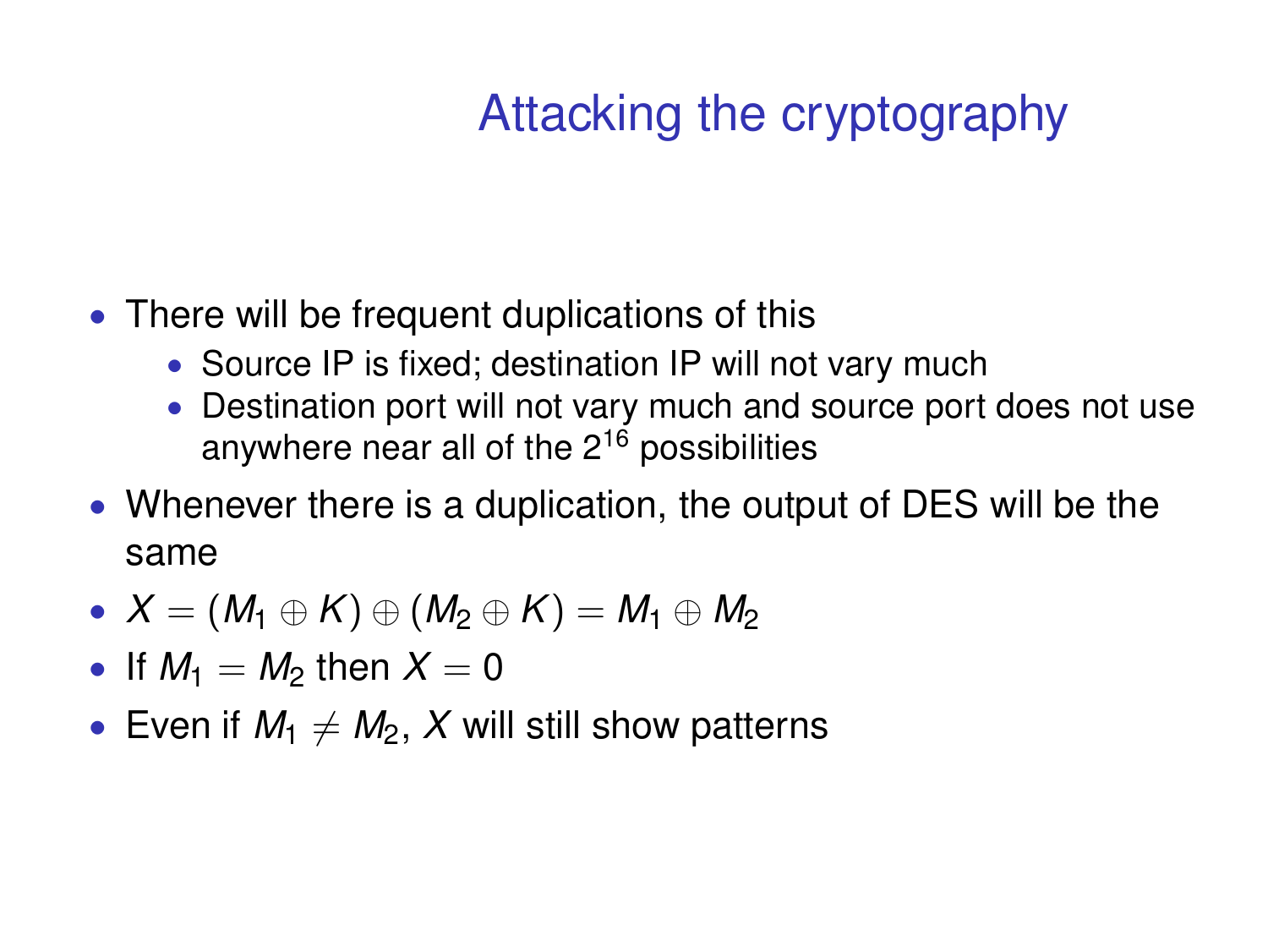# Attacking the cryptography

- There will be frequent duplications of this
  - Source IP is fixed; destination IP will not vary much
  - Destination port will not vary much and source port does not use anywhere near all of the $2^{16}$ possibilities
- Whenever there is a duplication, the output of DES will be the same
- $X = (M_1 \oplus K) \oplus (M_2 \oplus K) = M_1 \oplus M_2$
- If $M_1 = M_2$ then $X = 0$
- Even if $M_1 \neq M_2$, $X$ will still show patterns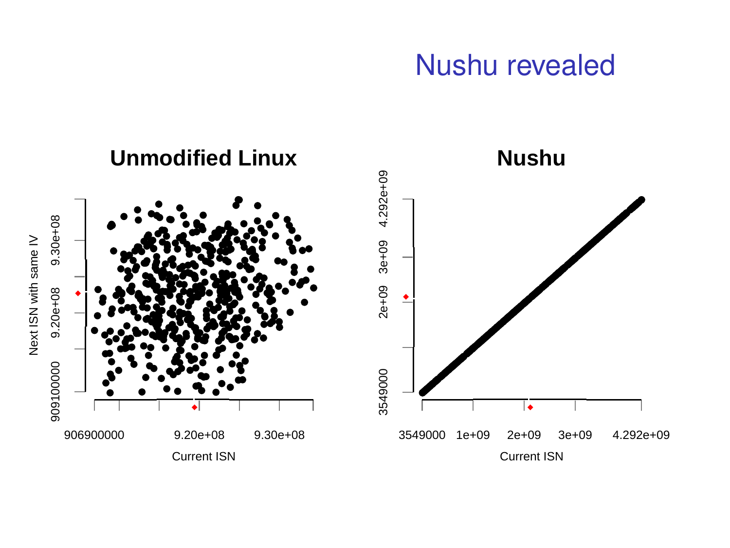# Nushu revealed

**Unmodified Linux**

**Nushu**

Next ISN with same IV

Current ISN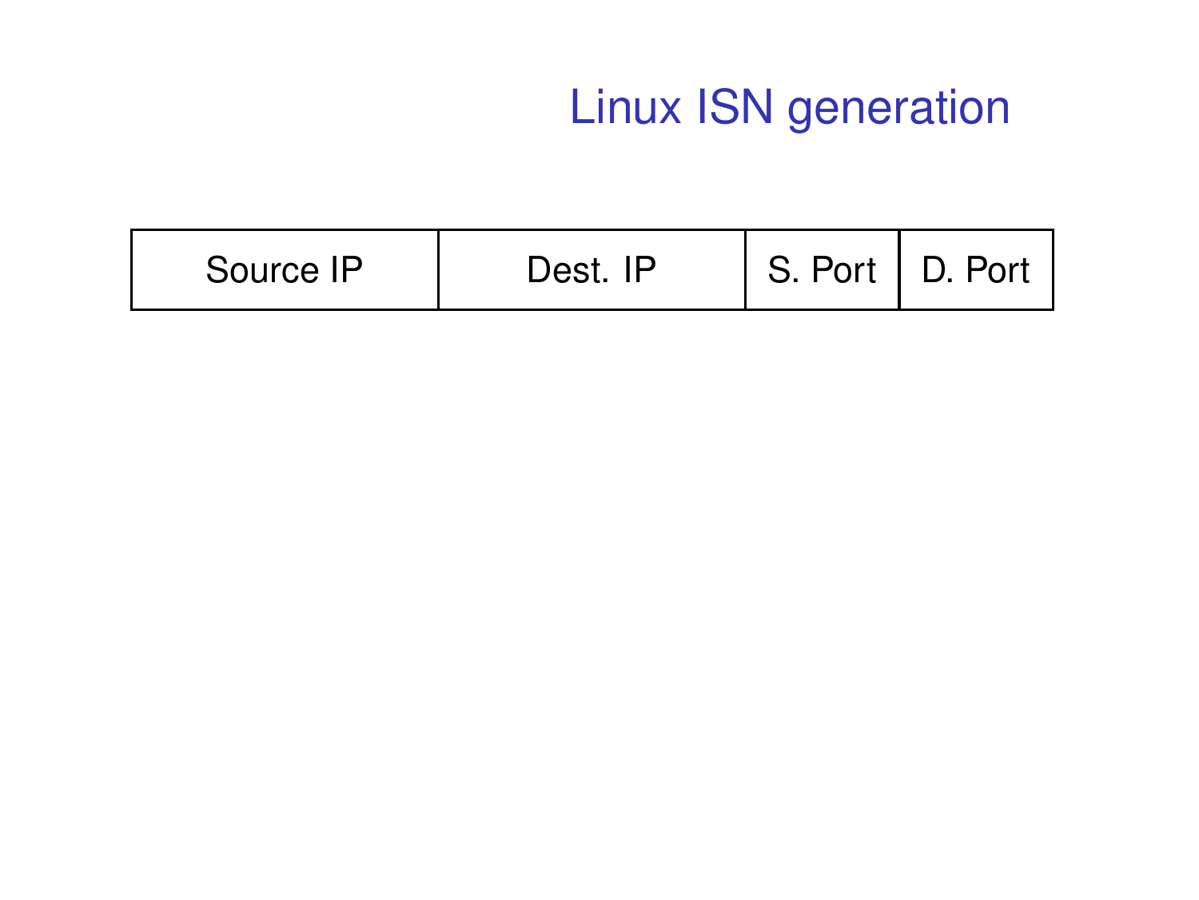# Linux ISN generation

| Source IP | Dest. IP | S. Port | D. Port |
| --- | --- | --- | --- |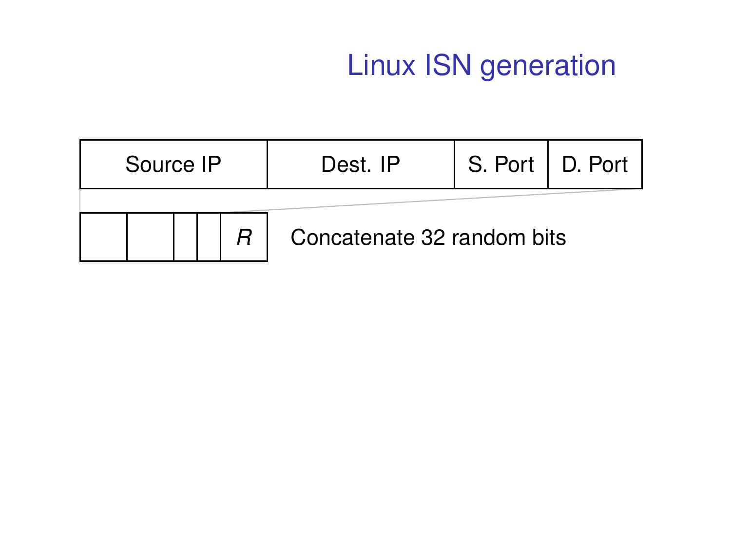# Linux ISN generation

| Source IP | Dest. IP | S. Port | D. Port |
| --- | --- | --- | --- |

| | | | | *R* |
| --- | --- | --- | --- | --- |

Concatenate 32 random bits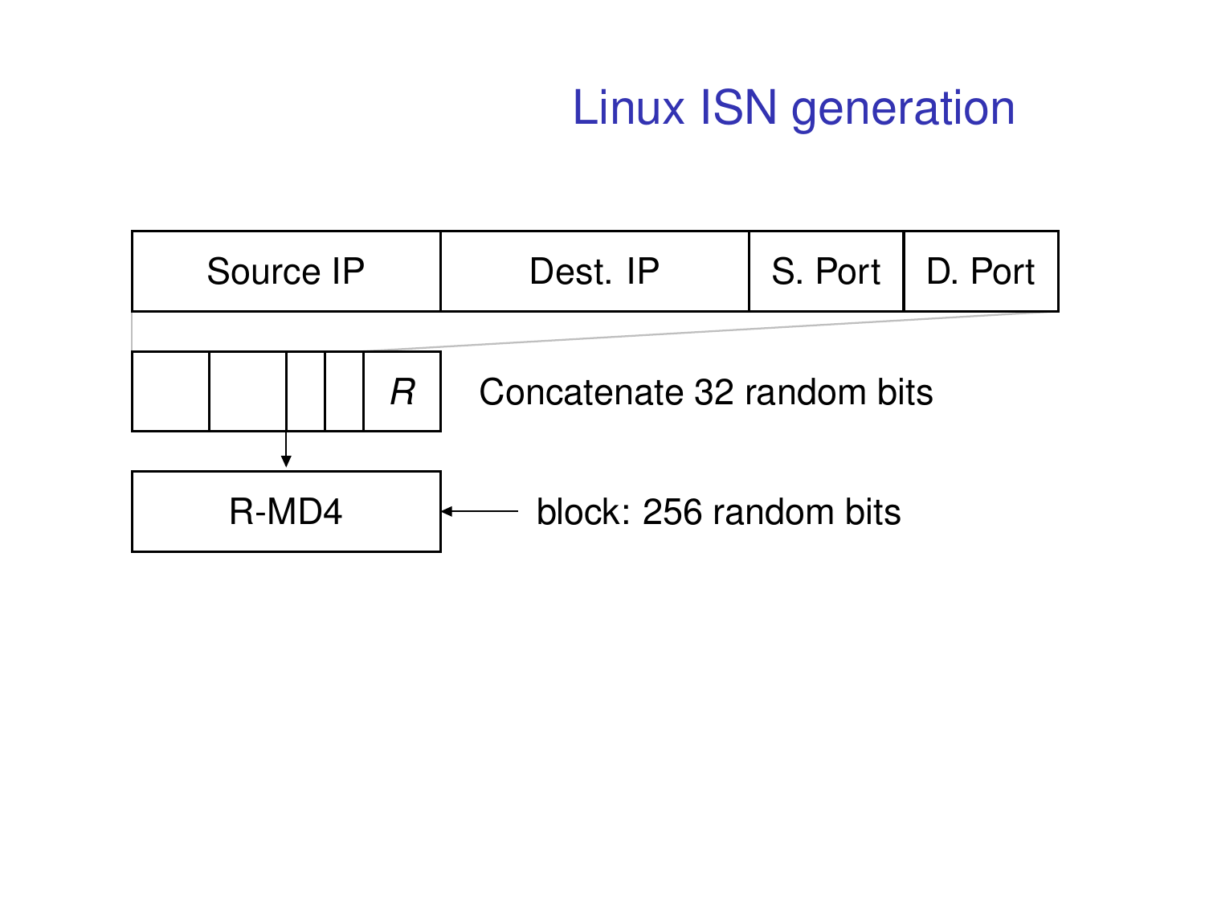# Linux ISN generation

| Source IP | Dest. IP | S. Port | D. Port |
|---|---|---|---|

| | | | | *R* |
|---|---|---|---|---|

Concatenate 32 random bits

R-MD4 ← block: 256 random bits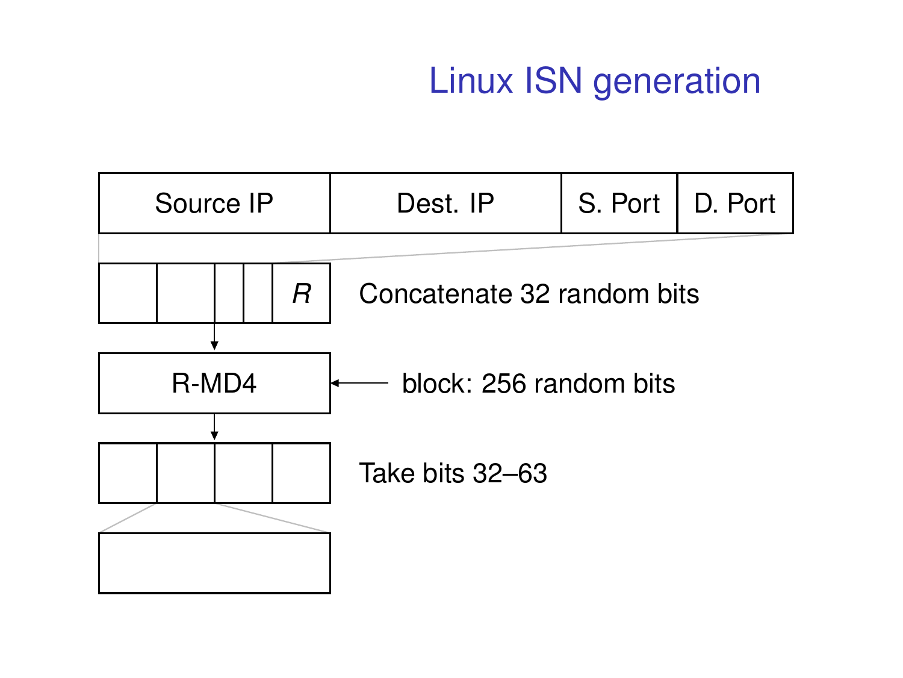# Linux ISN generation

| Source IP | Dest. IP | S. Port | D. Port |
|---|---|---|---|

| | | | | *R* |
|---|---|---|---|---|

Concatenate 32 random bits

R-MD4 ← block: 256 random bits

Take bits 32–63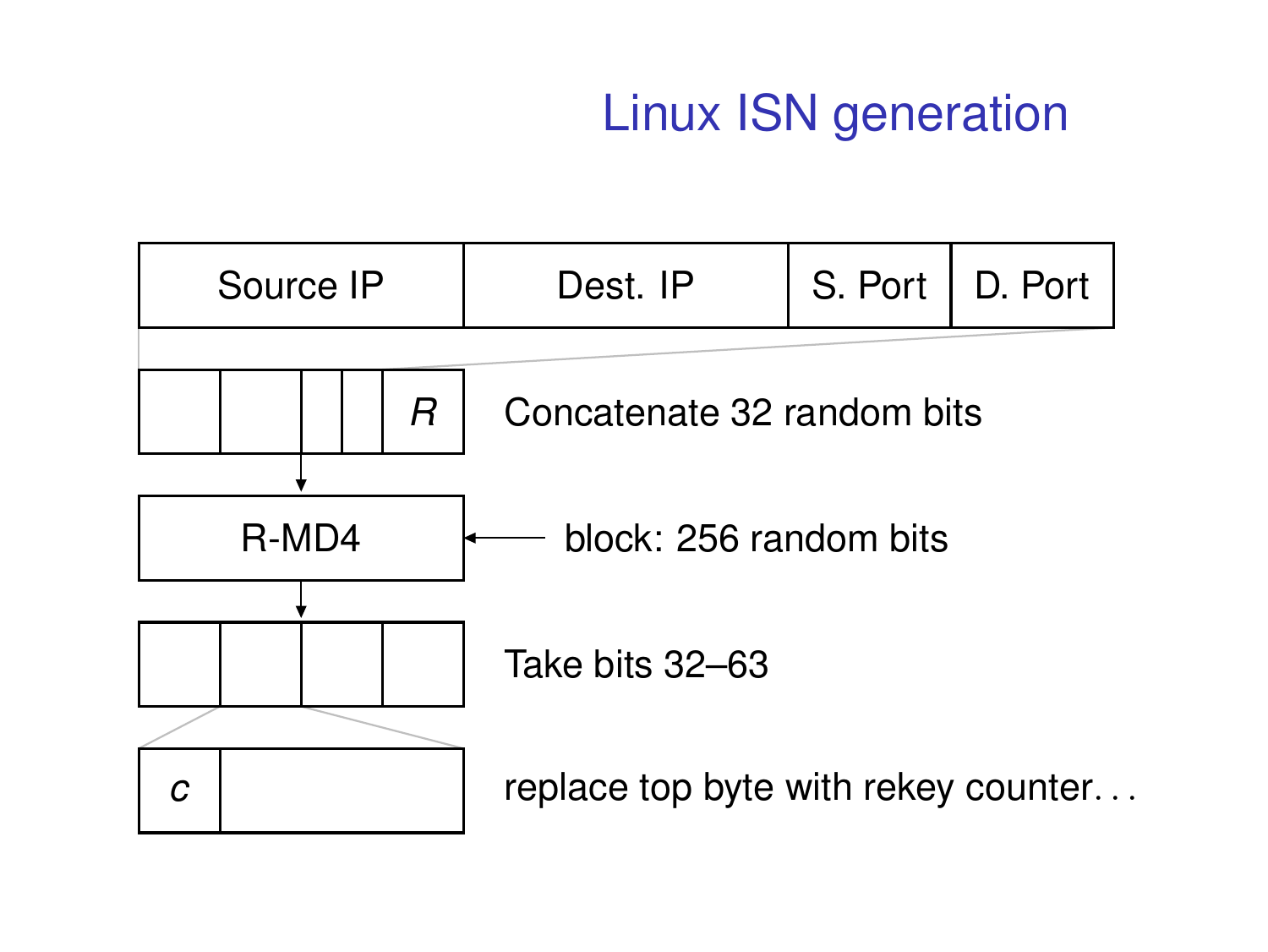# Linux ISN generation

| Source IP | Dest. IP | S. Port | D. Port |
|---|---|---|---|

| | | | | $R$ |
|---|---|---|---|---|

Concatenate 32 random bits

R-MD4 ← block: 256 random bits

| | | | |
|---|---|---|---|

Take bits 32–63

| $c$ | |
|---|---|

replace top byte with rekey counter. . .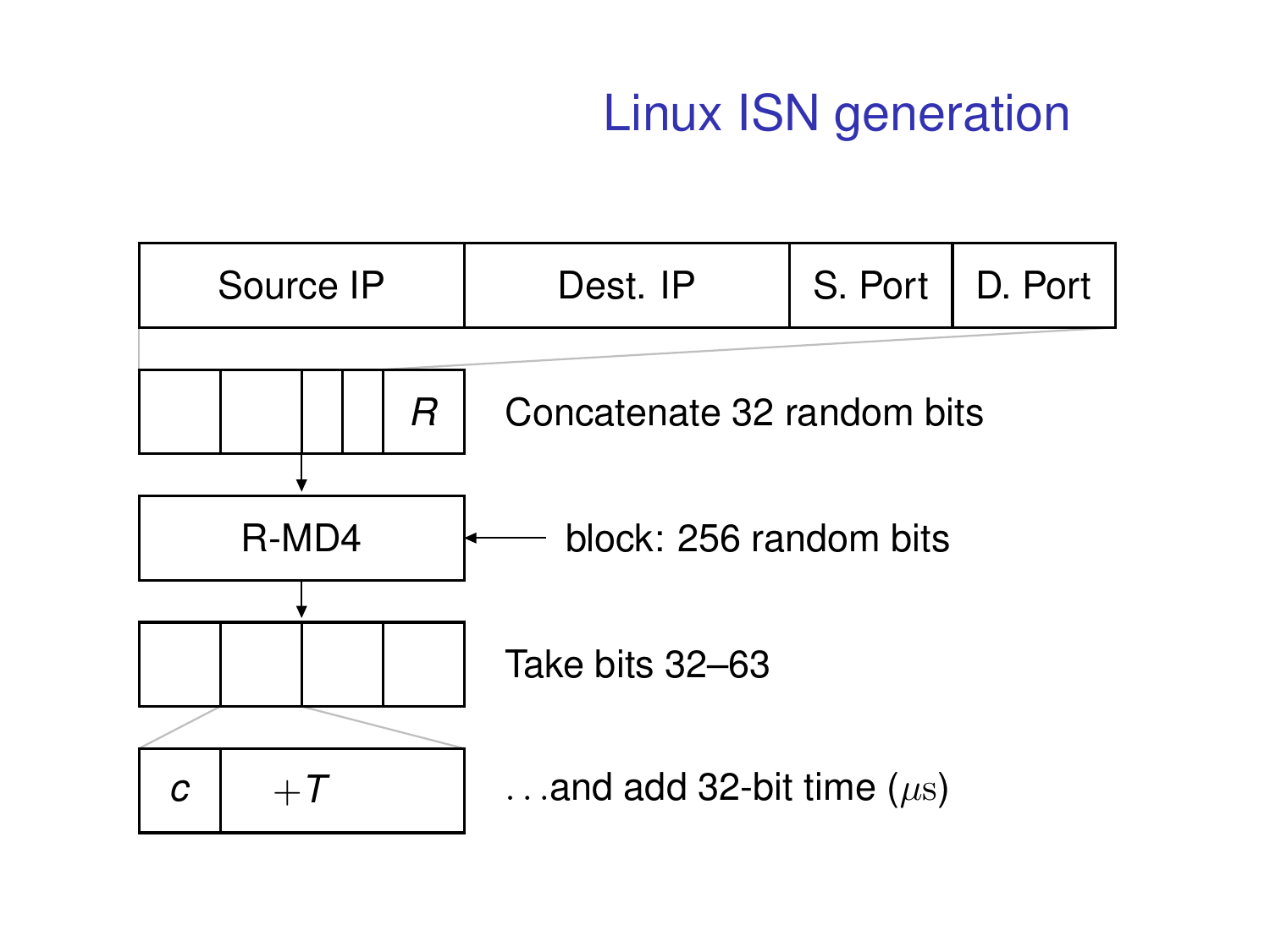# Linux ISN generation

| Source IP | Dest. IP | S. Port | D. Port |
|---|---|---|---|

| | | | | $R$ |
|---|---|---|---|---|

Concatenate 32 random bits

R-MD4 ← block: 256 random bits

| | | | |
|---|---|---|---|

Take bits 32–63

| $c$ | $+T$ |
|---|---|

…and add 32-bit time ($\mu$s)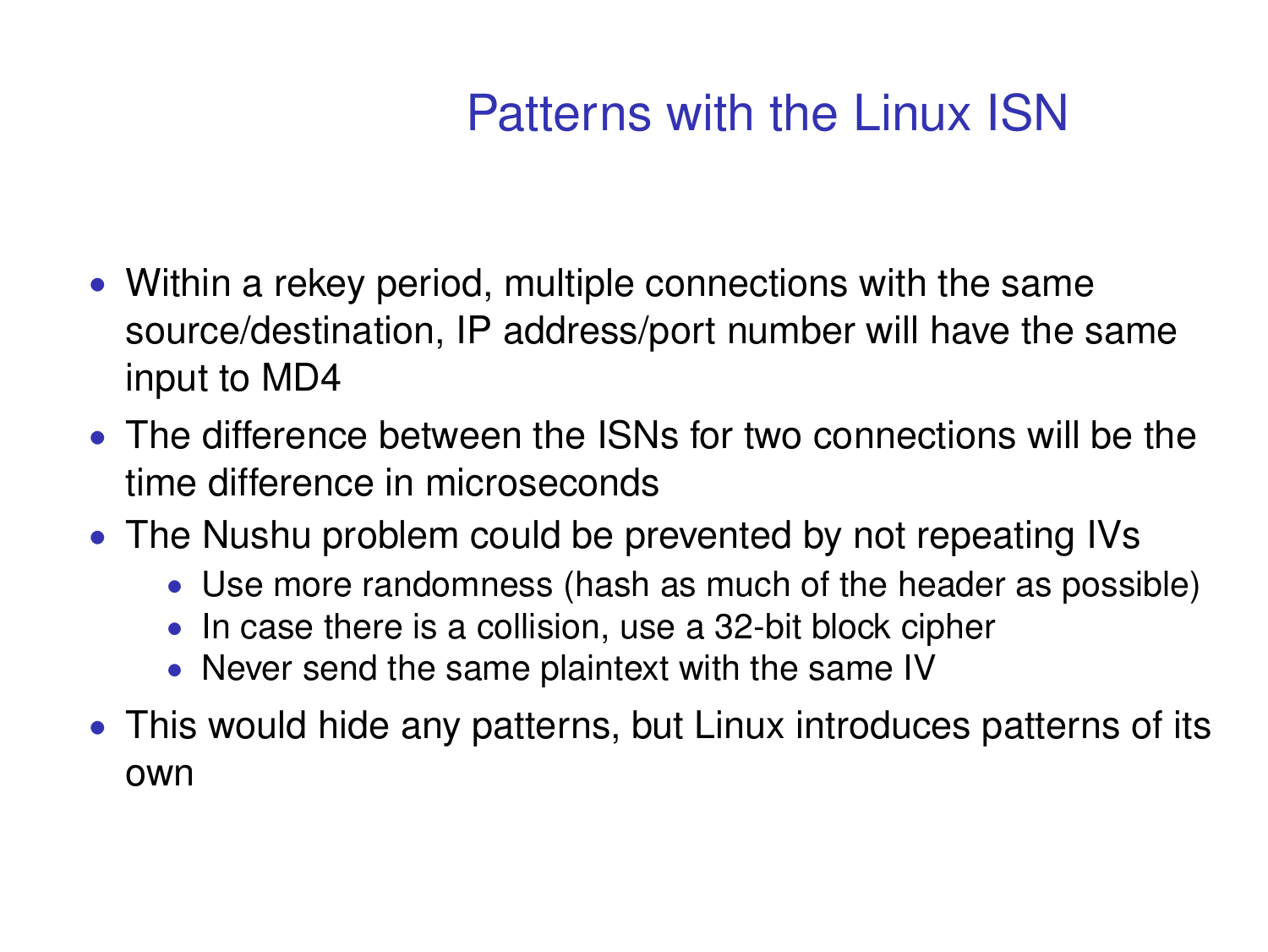# Patterns with the Linux ISN

- Within a rekey period, multiple connections with the same source/destination, IP address/port number will have the same input to MD4
- The difference between the ISNs for two connections will be the time difference in microseconds
- The Nushu problem could be prevented by not repeating IVs
  - Use more randomness (hash as much of the header as possible)
  - In case there is a collision, use a 32-bit block cipher
  - Never send the same plaintext with the same IV
- This would hide any patterns, but Linux introduces patterns of its own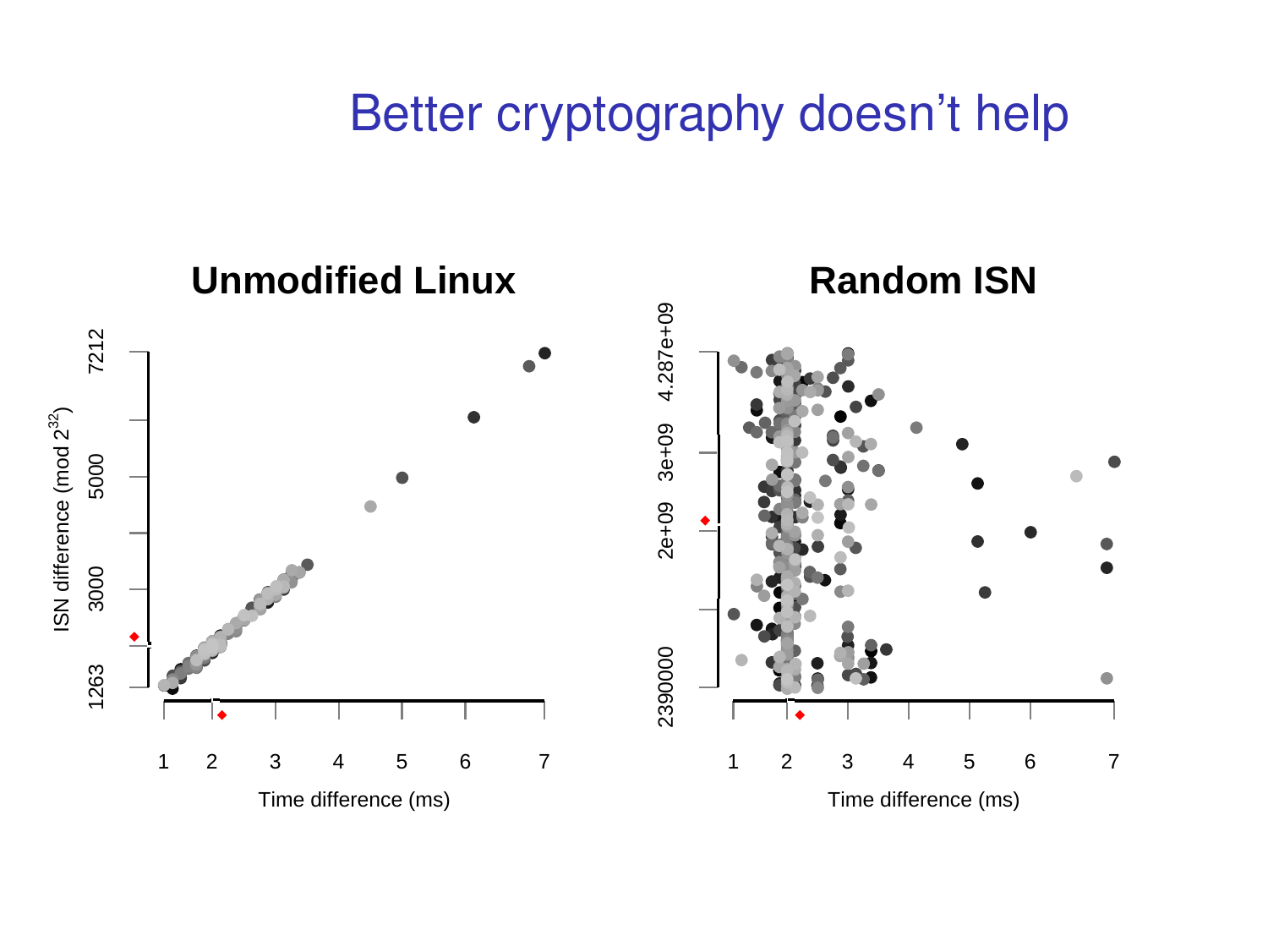# Better cryptography doesn't help

**Unmodified Linux**

ISN difference (mod $2^{32}$)

1263, 3000, 5000, 7212

Time difference (ms)

1 2 3 4 5 6 7

**Random ISN**

2390000, 2e+09, 3e+09, 4.287e+09

Time difference (ms)

1 2 3 4 5 6 7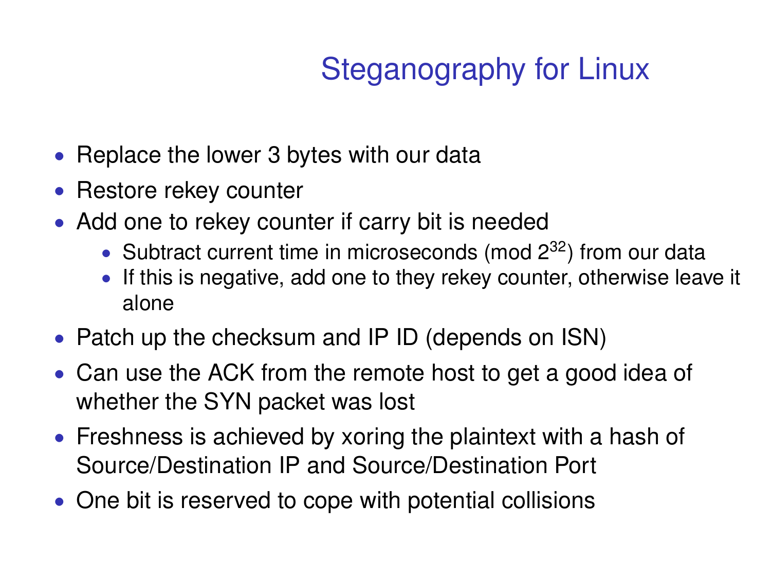# Steganography for Linux

- Replace the lower 3 bytes with our data
- Restore rekey counter
- Add one to rekey counter if carry bit is needed
  - Subtract current time in microseconds (mod $2^{32}$) from our data
  - If this is negative, add one to they rekey counter, otherwise leave it alone
- Patch up the checksum and IP ID (depends on ISN)
- Can use the ACK from the remote host to get a good idea of whether the SYN packet was lost
- Freshness is achieved by xoring the plaintext with a hash of Source/Destination IP and Source/Destination Port
- One bit is reserved to cope with potential collisions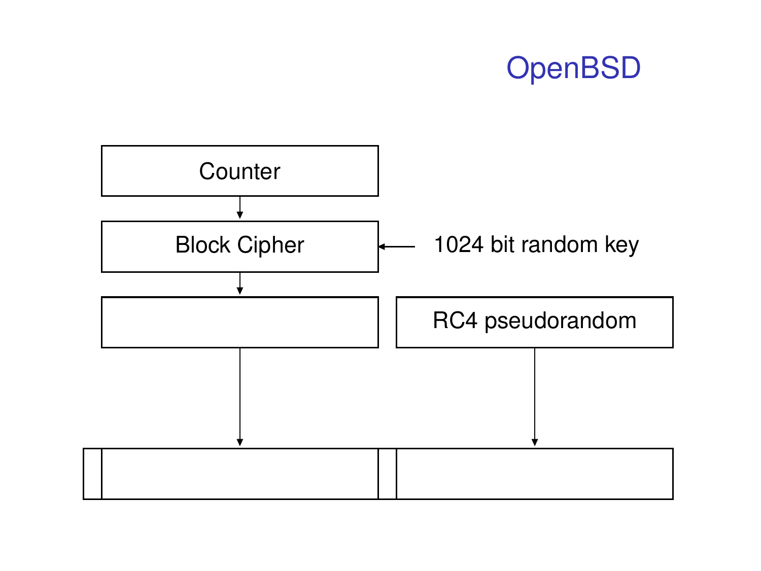# OpenBSD

Counter

Block Cipher

1024 bit random key

RC4 pseudorandom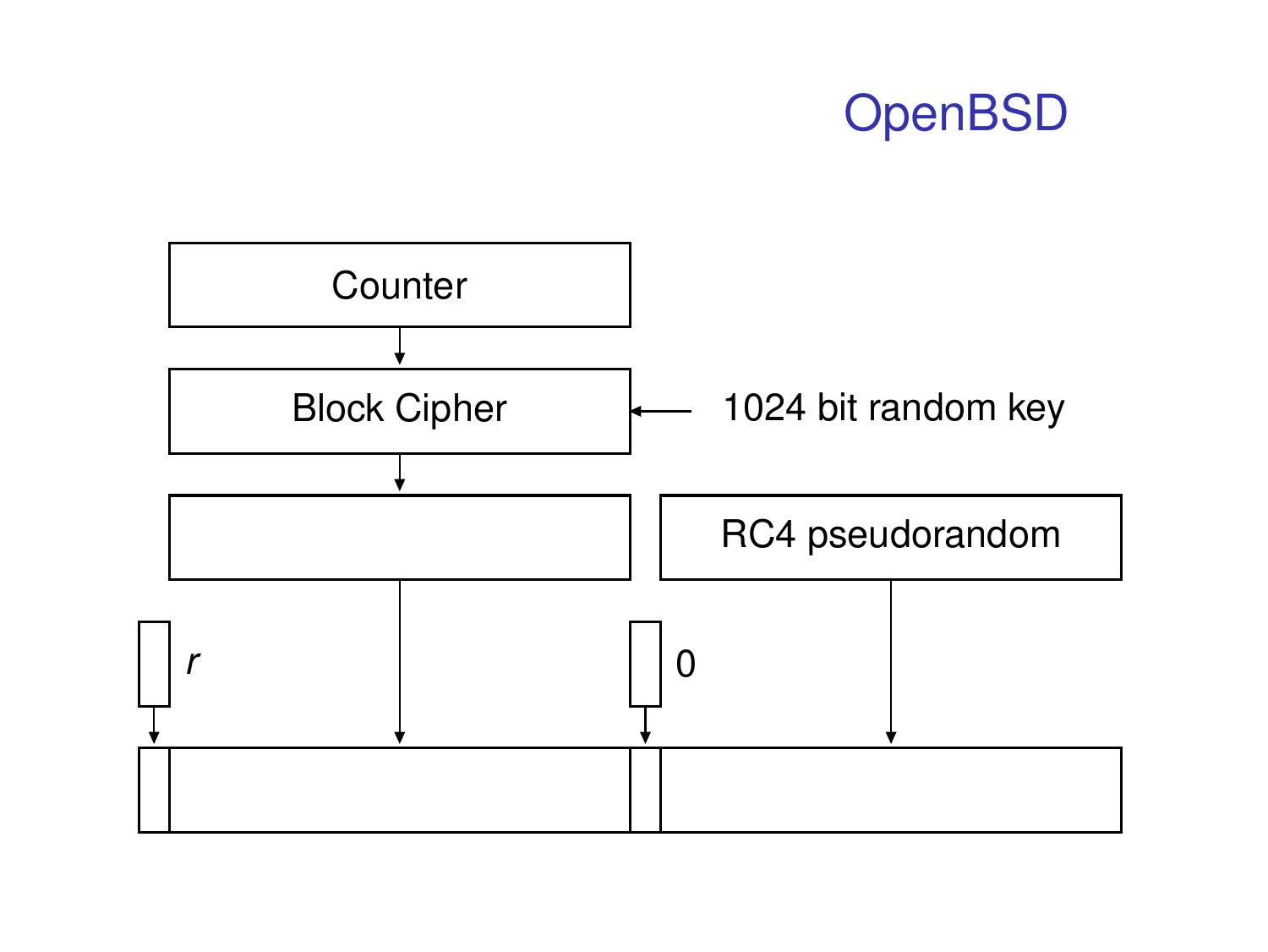# OpenBSD

Counter

Block Cipher

1024 bit random key

RC4 pseudorandom

*r*

0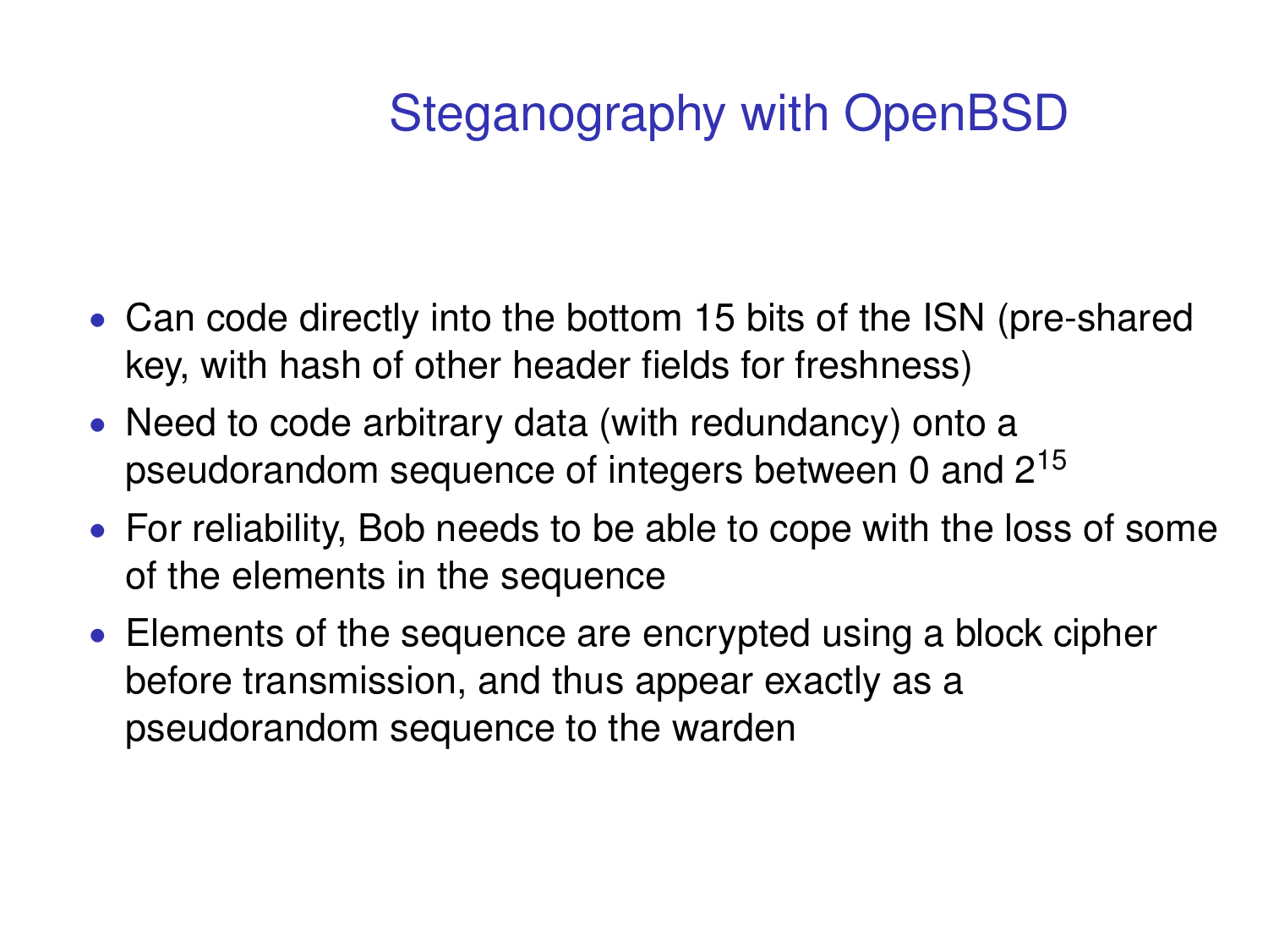# Steganography with OpenBSD

- Can code directly into the bottom 15 bits of the ISN (pre-shared key, with hash of other header fields for freshness)
- Need to code arbitrary data (with redundancy) onto a pseudorandom sequence of integers between 0 and $2^{15}$
- For reliability, Bob needs to be able to cope with the loss of some of the elements in the sequence
- Elements of the sequence are encrypted using a block cipher before transmission, and thus appear exactly as a pseudorandom sequence to the warden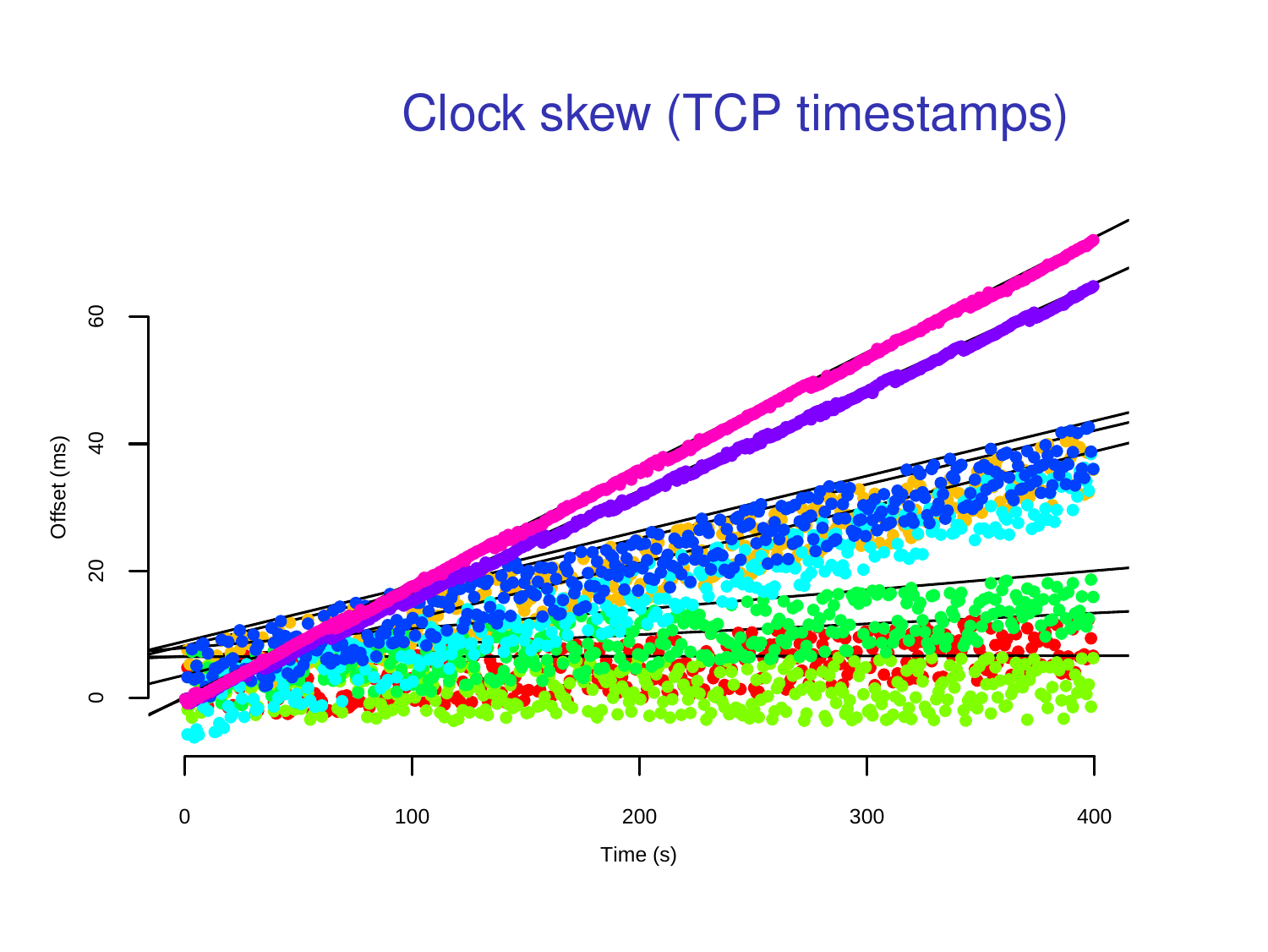# Clock skew (TCP timestamps)

Offset (ms)

60
40
20
0

0 100 200 300 400

Time (s)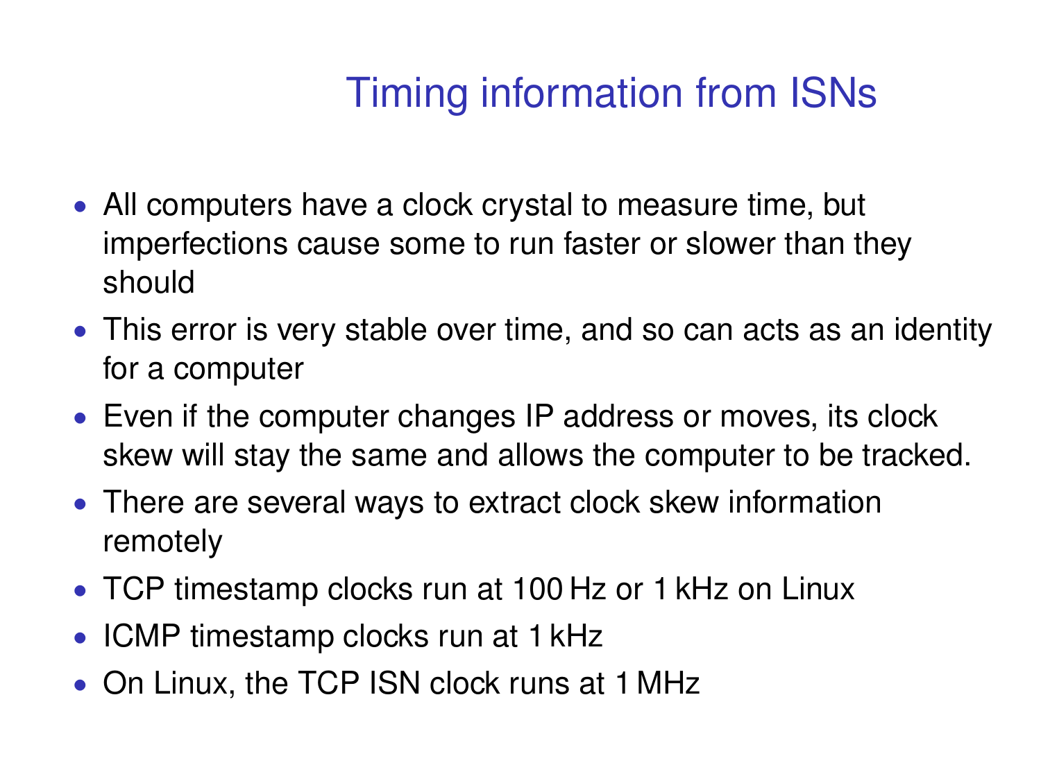# Timing information from ISNs

- All computers have a clock crystal to measure time, but imperfections cause some to run faster or slower than they should
- This error is very stable over time, and so can acts as an identity for a computer
- Even if the computer changes IP address or moves, its clock skew will stay the same and allows the computer to be tracked.
- There are several ways to extract clock skew information remotely
- TCP timestamp clocks run at 100 Hz or 1 kHz on Linux
- ICMP timestamp clocks run at 1 kHz
- On Linux, the TCP ISN clock runs at 1 MHz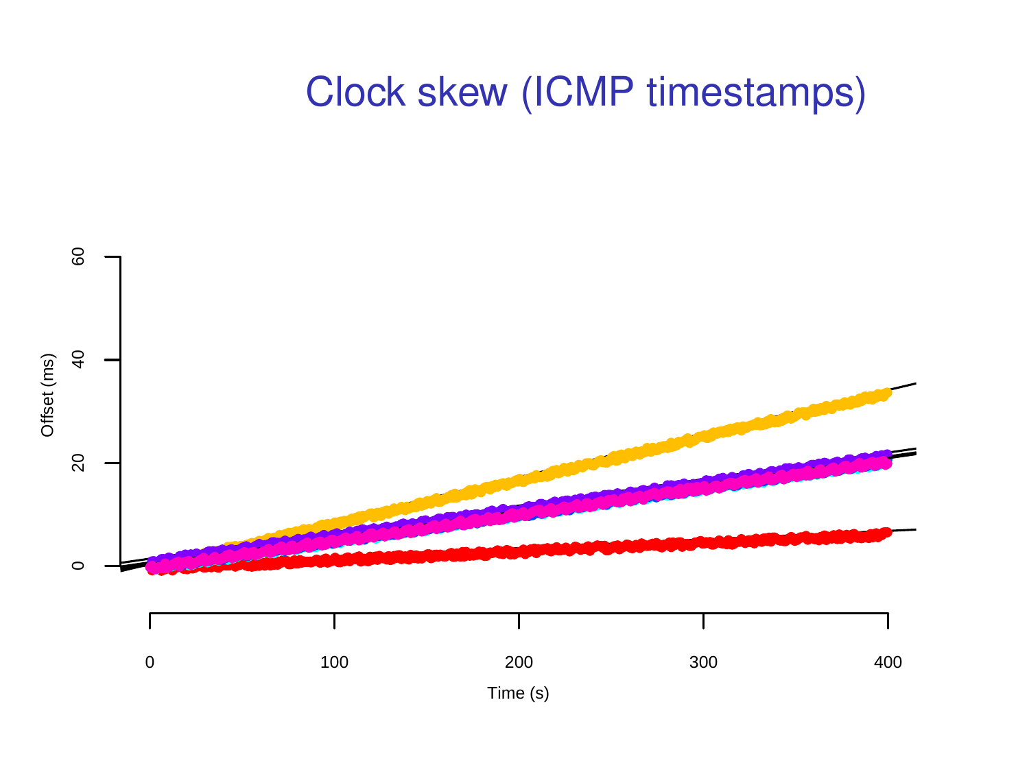# Clock skew (ICMP timestamps)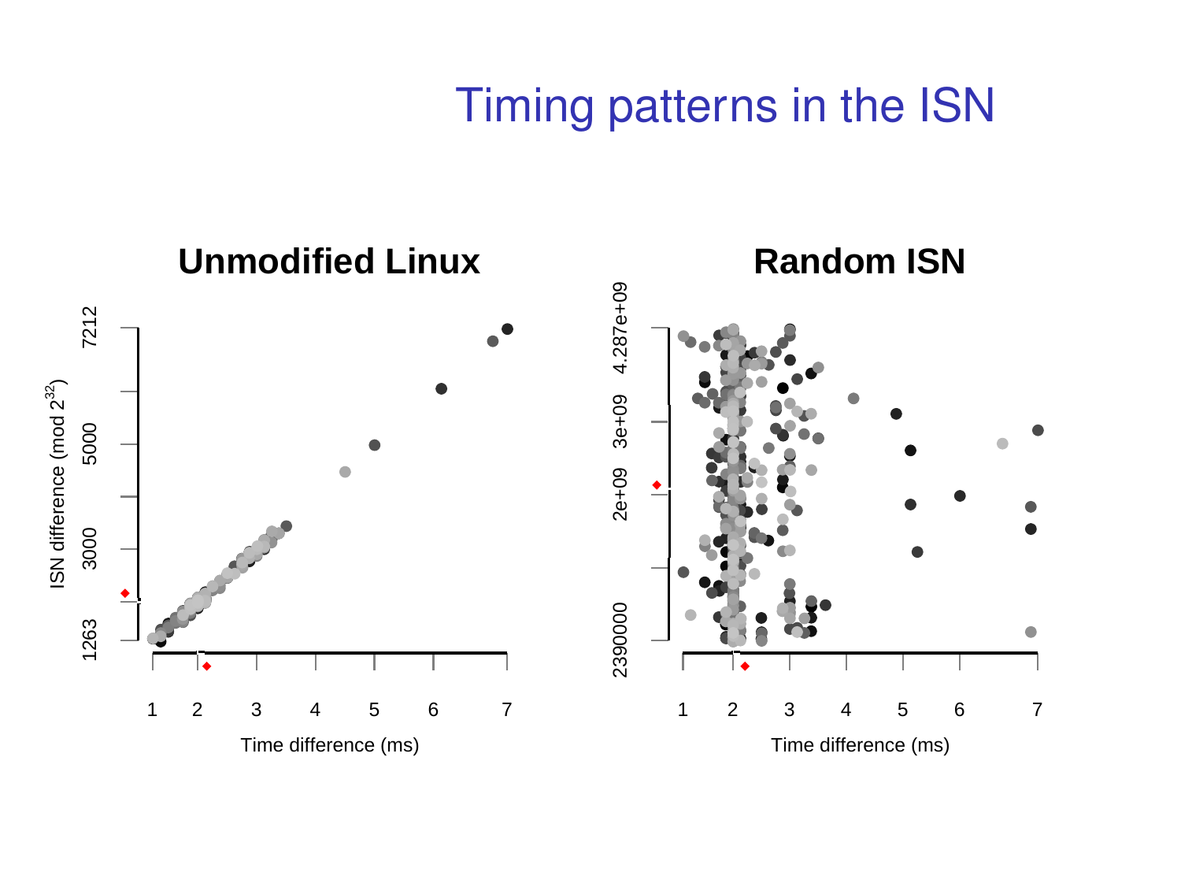# Timing patterns in the ISN

**Unmodified Linux**

ISN difference (mod $2^{32}$)

1263, 3000, 5000, 7212

Time difference (ms)

1, 2, 3, 4, 5, 6, 7

**Random ISN**

2390000, 2e+09, 3e+09, 4.287e+09

Time difference (ms)

1, 2, 3, 4, 5, 6, 7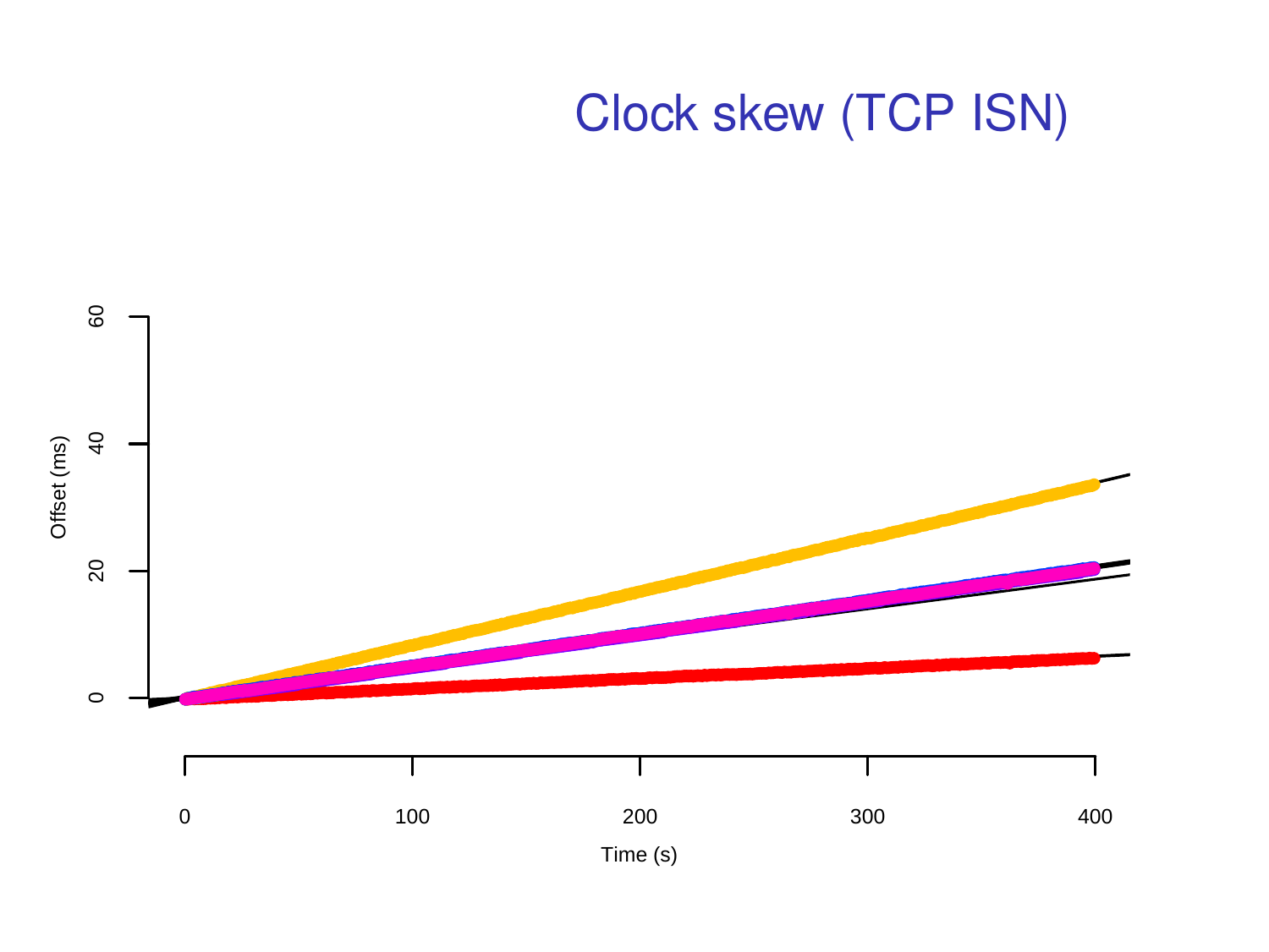# Clock skew (TCP ISN)

Offset (ms)

60

40

20

0

0 100 200 300 400

Time (s)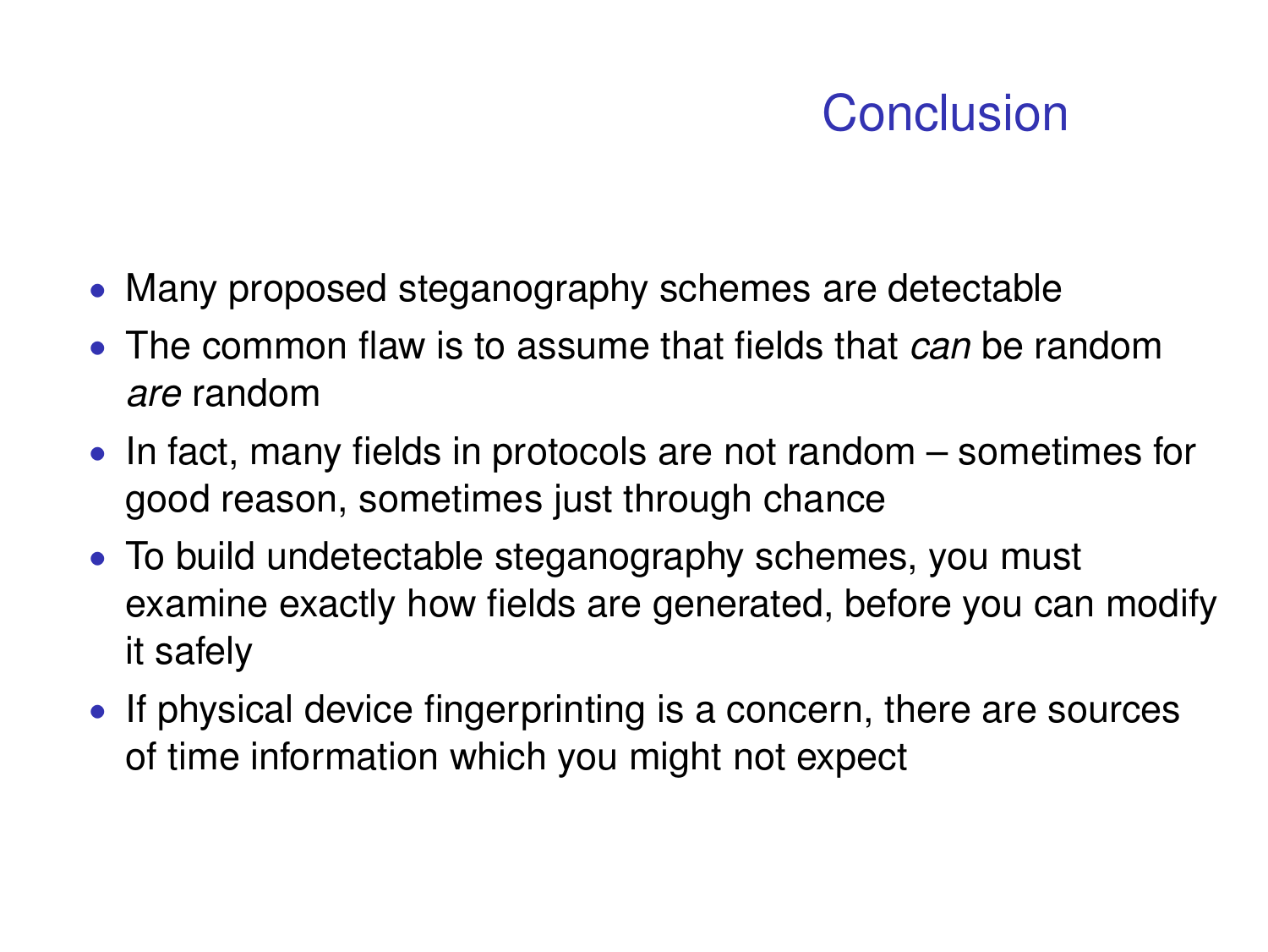# Conclusion

- Many proposed steganography schemes are detectable
- The common flaw is to assume that fields that *can* be random *are* random
- In fact, many fields in protocols are not random – sometimes for good reason, sometimes just through chance
- To build undetectable steganography schemes, you must examine exactly how fields are generated, before you can modify it safely
- If physical device fingerprinting is a concern, there are sources of time information which you might not expect